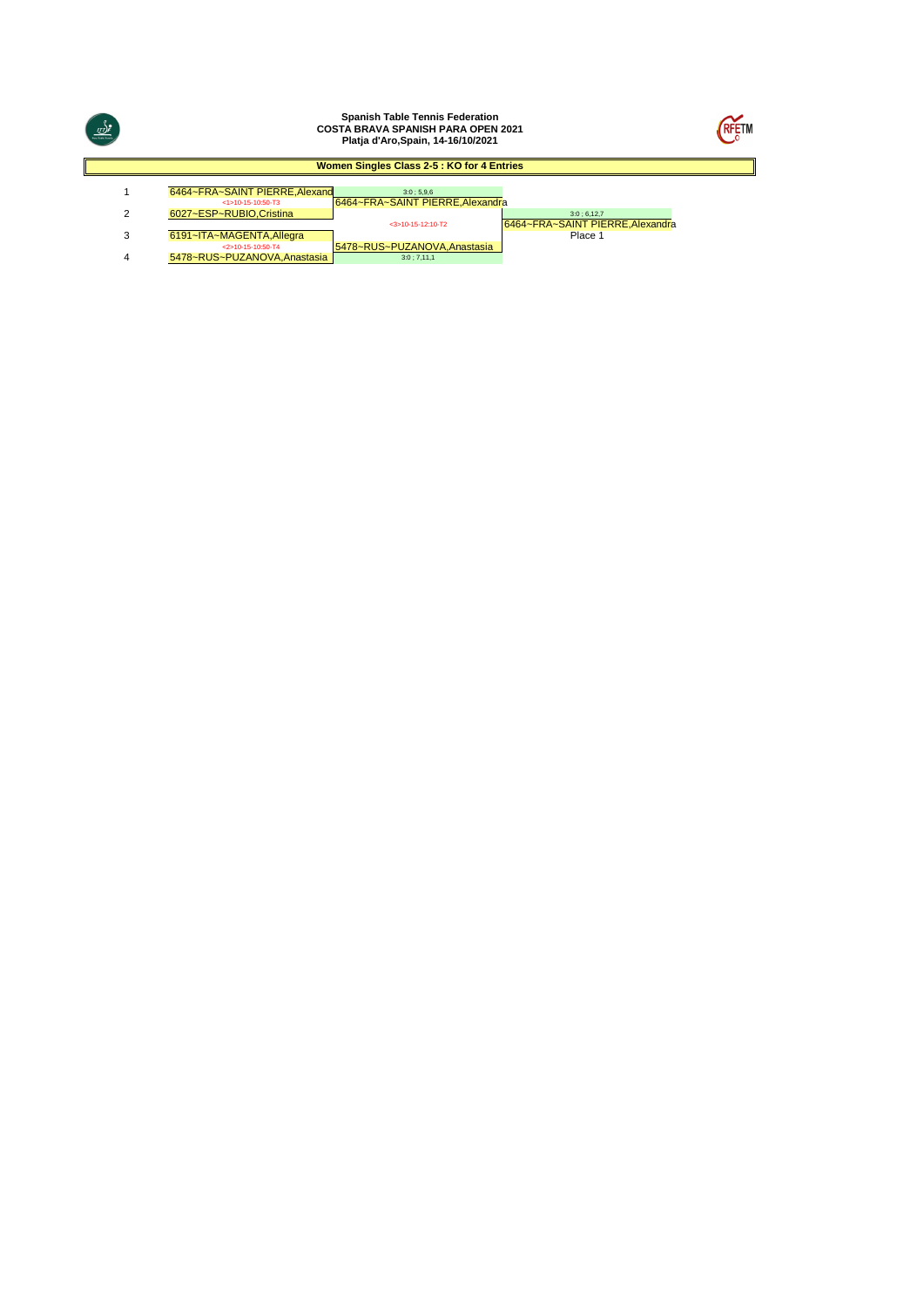**Spanish Table Tennis Federation**
**COSTA BRAVA SPANISH PARA OPEN 2021**
**Platja d'Aro,Spain, 14-16/10/2021**

## Women Singles Class 2-5 : KO for 4 Entries

| # | Round 1 | Semi-final | Final |
|---|---|---|---|
| 1 | 6464~FRA~SAINT PIERRE,Alexand | | |
| | <1>10-15-10:50-T3 | 3:0 ; 5,9,6 | |
| | | 6464~FRA~SAINT PIERRE,Alexandra | |
| 2 | 6027~ESP~RUBIO,Cristina | | 3:0 ; 6,12,7 |
| | | <3>10-15-12:10-T2 | 6464~FRA~SAINT PIERRE,Alexandra |
| | | | Place 1 |
| 3 | 6191~ITA~MAGENTA,Allegra | | |
| | <2>10-15-10:50-T4 | 5478~RUS~PUZANOVA,Anastasia | |
| 4 | 5478~RUS~PUZANOVA,Anastasia | 3:0 ; 7,11,1 | |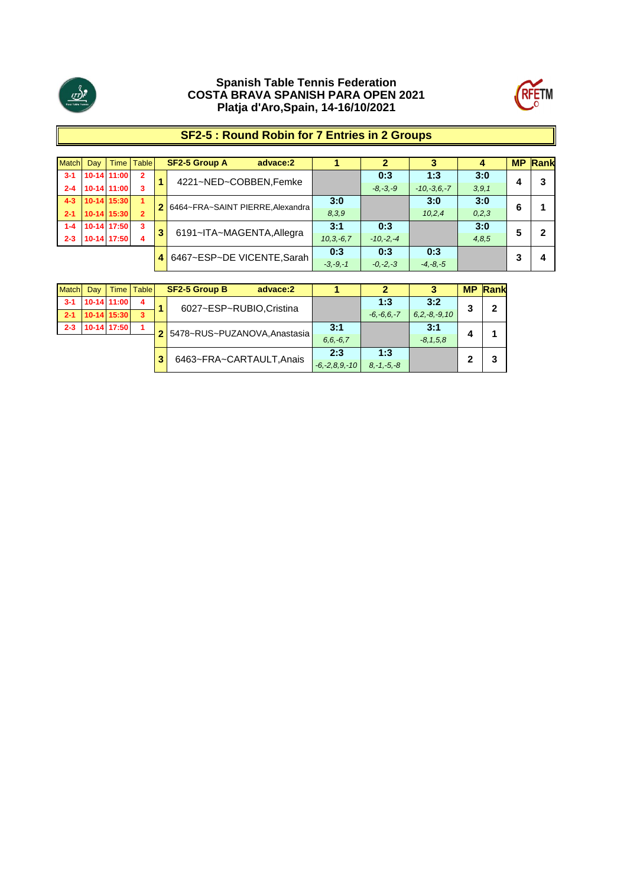**Spanish Table Tennis Federation**
**COSTA BRAVA SPANISH PARA OPEN 2021**
**Platja d'Aro,Spain, 14-16/10/2021**

## SF2-5 : Round Robin for 7 Entries in 2 Groups

| Match | Day | Time | Table | | SF2-5 Group A advace:2 | 1 | 2 | 3 | 4 | MP | Rank |
|---|---|---|---|---|---|---|---|---|---|---|---|
| 3-1 | 10-14 | 11:00 | 2 | 1 | 4221~NED~COBBEN,Femke | | 0:3 | 1:3 | 3:0 | 4 | 3 |
| 2-4 | 10-14 | 11:00 | 3 | | | | *-8,-3,-9* | *-10,-3,6,-7* | *3,9,1* | | |
| 4-3 | 10-14 | 15:30 | 1 | 2 | 6464~FRA~SAINT PIERRE,Alexandra | 3:0 | | 3:0 | 3:0 | 6 | 1 |
| 2-1 | 10-14 | 15:30 | 2 | | | *8,3,9* | | *10,2,4* | *0,2,3* | | |
| 1-4 | 10-14 | 17:50 | 3 | 3 | 6191~ITA~MAGENTA,Allegra | 3:1 | 0:3 | | 3:0 | 5 | 2 |
| 2-3 | 10-14 | 17:50 | 4 | | | *10,3,-6,7* | *-10,-2,-4* | | *4,8,5* | | |
| | | | | 4 | 6467~ESP~DE VICENTE,Sarah | 0:3 | 0:3 | 0:3 | | 3 | 4 |
| | | | | | | *-3,-9,-1* | *-0,-2,-3* | *-4,-8,-5* | | | |

| Match | Day | Time | Table | | SF2-5 Group B advace:2 | 1 | 2 | 3 | MP | Rank |
|---|---|---|---|---|---|---|---|---|---|---|
| 3-1 | 10-14 | 11:00 | 4 | 1 | 6027~ESP~RUBIO,Cristina | | 1:3 | 3:2 | 3 | 2 |
| 2-1 | 10-14 | 15:30 | 3 | | | | *-6,-6,6,-7* | *6,2,-8,-9,10* | | |
| 2-3 | 10-14 | 17:50 | 1 | 2 | 5478~RUS~PUZANOVA,Anastasia | 3:1 | | 3:1 | 4 | 1 |
| | | | | | | *6,6,-6,7* | | *-8,1,5,8* | | |
| | | | | 3 | 6463~FRA~CARTAULT,Anais | 2:3 | 1:3 | | 2 | 3 |
| | | | | | | *-6,-2,8,9,-10* | *8,-1,-5,-8* | | | |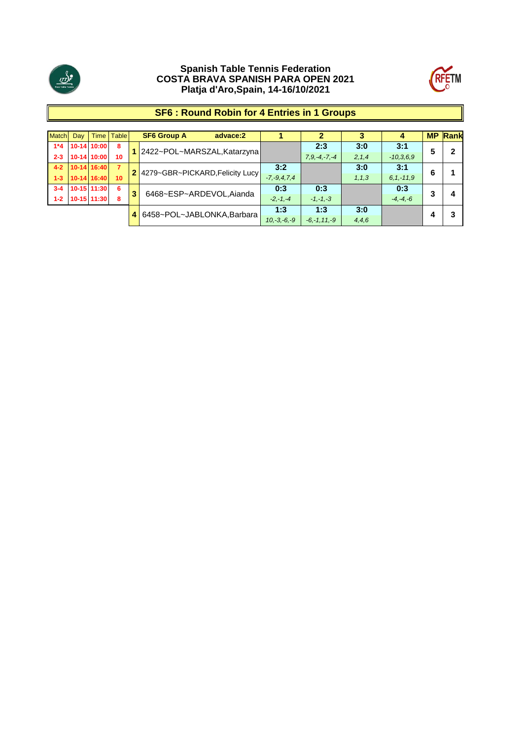**Spanish Table Tennis Federation**
**COSTA BRAVA SPANISH PARA OPEN 2021**
**Platja d'Aro,Spain, 14-16/10/2021**

## SF6 : Round Robin for 4 Entries in 1 Groups

| Match | Day | Time | Table | | SF6 Group A advace:2 | 1 | 2 | 3 | 4 | MP | Rank |
|---|---|---|---|---|---|---|---|---|---|---|---|
| 1*4 | 10-14 | 10:00 | 8 | 1 | 2422~POL~MARSZAL,Katarzyna | | 2:3 | 3:0 | 3:1 | 5 | 2 |
| 2-3 | 10-14 | 10:00 | 10 | | | | *7,9,-4,-7,-4* | *2,1,4* | *-10,3,6,9* | | |
| 4-2 | 10-14 | 16:40 | 7 | 2 | 4279~GBR~PICKARD,Felicity Lucy | 3:2 | | 3:0 | 3:1 | 6 | 1 |
| 1-3 | 10-14 | 16:40 | 10 | | | *-7,-9,4,7,4* | | *1,1,3* | *6,1,-11,9* | | |
| 3-4 | 10-15 | 11:30 | 6 | 3 | 6468~ESP~ARDEVOL,Aianda | 0:3 | 0:3 | | 0:3 | 3 | 4 |
| 1-2 | 10-15 | 11:30 | 8 | | | *-2,-1,-4* | *-1,-1,-3* | | *-4,-4,-6* | | |
| | | | | 4 | 6458~POL~JABLONKA,Barbara | 1:3 | 1:3 | 3:0 | | 4 | 3 |
| | | | | | | *10,-3,-6,-9* | *-6,-1,11,-9* | *4,4,6* | | | |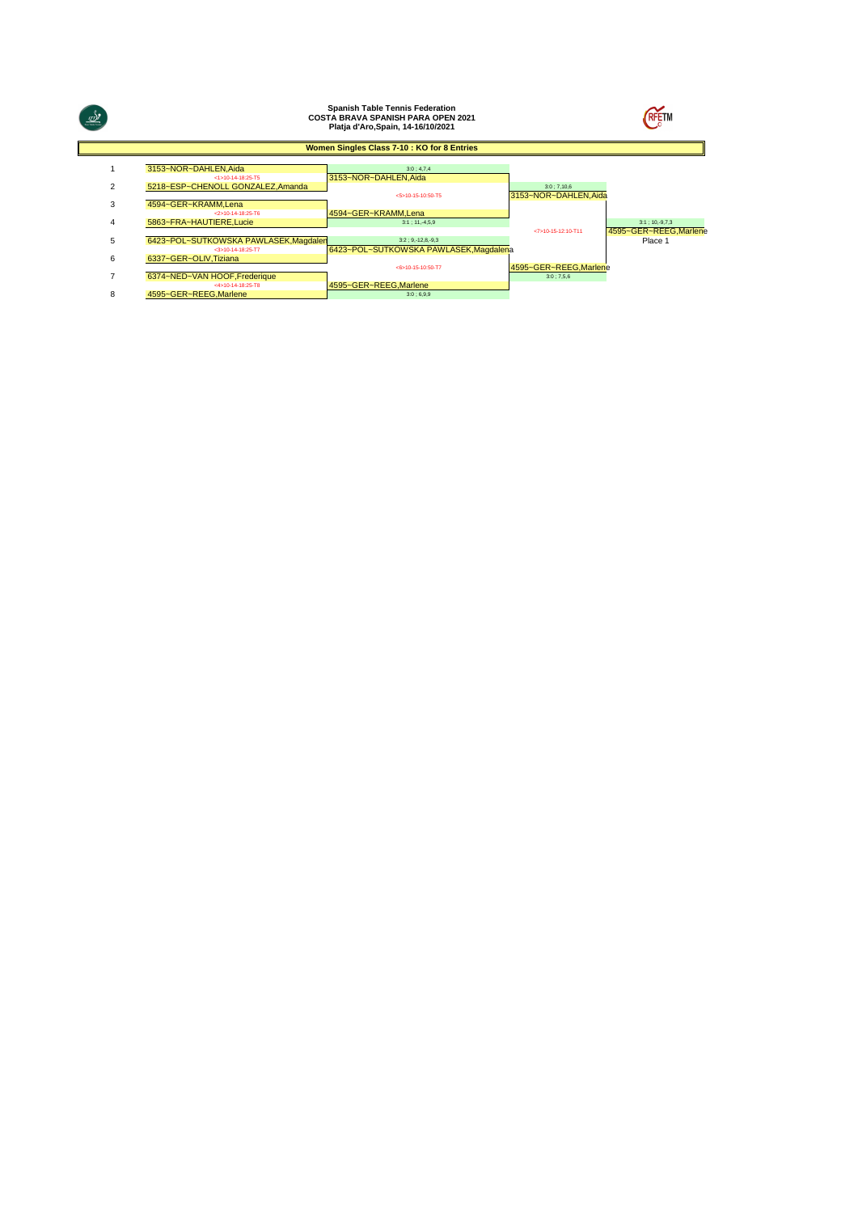**Spanish Table Tennis Federation**
**COSTA BRAVA SPANISH PARA OPEN 2021**
**Platja d'Aro,Spain, 14-16/10/2021**

## Women Singles Class 7-10 : KO for 8 Entries

| # | Round 1 | Quarterfinal | Semifinal | Final |
|---|---|---|---|---|
| 1 | 3153~NOR~DAHLEN,Aida | | | |
| | <1>10-14-18:25-T5 | 3153~NOR~DAHLEN,Aida<br>3:0 ; 4,7,4 | | |
| 2 | 5218~ESP~CHENOLL GONZALEZ,Amanda | | | |
| | | <5>10-15-10:50-T5 | 3153~NOR~DAHLEN,Aida<br>3:0 ; 7,10,6 | |
| 3 | 4594~GER~KRAMM,Lena | | | |
| | <2>10-14-18:25-T6 | 4594~GER~KRAMM,Lena<br>3:1 ; 11,-4,5,9 | | |
| 4 | 5863~FRA~HAUTIERE,Lucie | | | |
| | | | <7>10-15-12:10-T11 | 4595~GER~REEG,Marlene<br>3:1 ; 10,-9,7,3<br>Place 1 |
| 5 | 6423~POL~SUTKOWSKA PAWLASEK,Magdalena | | | |
| | <3>10-14-18:25-T7 | 6423~POL~SUTKOWSKA PAWLASEK,Magdalena<br>3:2 ; 9,-12,8,-9,3 | | |
| 6 | 6337~GER~OLIV,Tiziana | | | |
| | | <6>10-15-10:50-T7 | 4595~GER~REEG,Marlene<br>3:0 ; 7,5,6 | |
| 7 | 6374~NED~VAN HOOF,Frederique | | | |
| | <4>10-14-18:25-T8 | 4595~GER~REEG,Marlene<br>3:0 ; 6,9,9 | | |
| 8 | 4595~GER~REEG,Marlene | | | |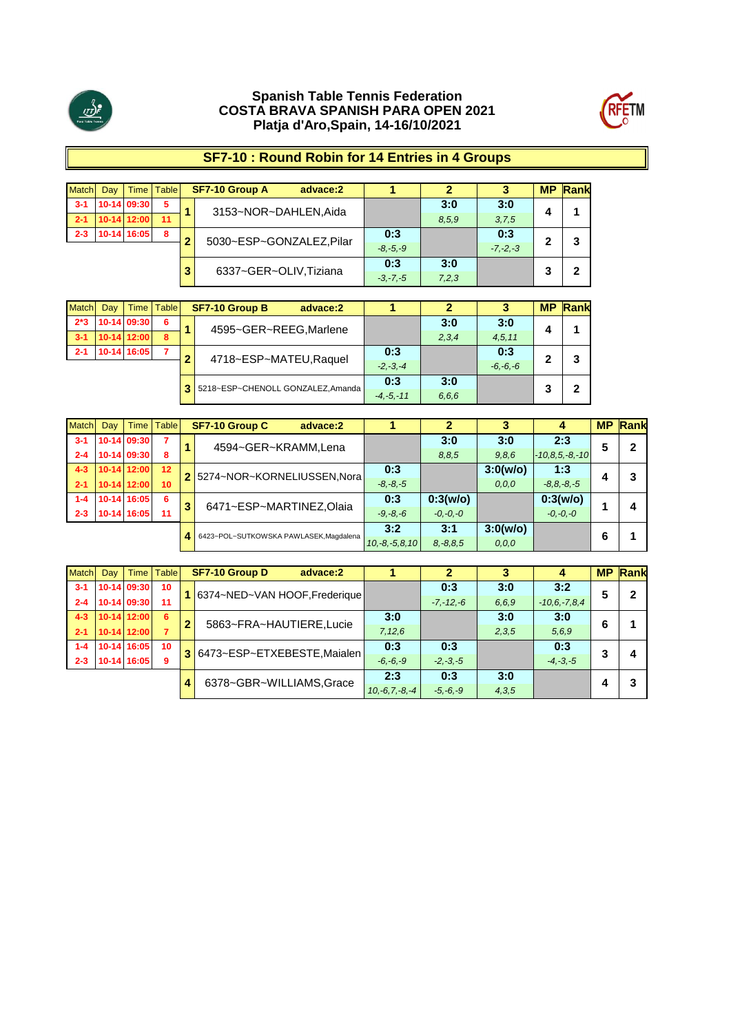# Spanish Table Tennis Federation
# COSTA BRAVA SPANISH PARA OPEN 2021
# Platja d'Aro,Spain, 14-16/10/2021

## SF7-10 : Round Robin for 14 Entries in 4 Groups

| Match | Day | Time | Table | | SF7-10 Group A advace:2 | 1 | 2 | 3 | MP | Rank |
|---|---|---|---|---|---|---|---|---|---|---|
| 3-1 | 10-14 | 09:30 | 5 | 1 | 3153~NOR~DAHLEN,Aida | | 3:0 (8,5,9) | 3:0 (3,7,5) | 4 | 1 |
| 2-1 | 10-14 | 12:00 | 11 | 2 | 5030~ESP~GONZALEZ,Pilar | 0:3 (-8,-5,-9) | | 0:3 (-7,-2,-3) | 2 | 3 |
| 2-3 | 10-14 | 16:05 | 8 | 3 | 6337~GER~OLIV,Tiziana | 0:3 (-3,-7,-5) | 3:0 (7,2,3) | | 3 | 2 |

| Match | Day | Time | Table | | SF7-10 Group B advace:2 | 1 | 2 | 3 | MP | Rank |
|---|---|---|---|---|---|---|---|---|---|---|
| 2*3 | 10-14 | 09:30 | 6 | 1 | 4595~GER~REEG,Marlene | | 3:0 (2,3,4) | 3:0 (4,5,11) | 4 | 1 |
| 3-1 | 10-14 | 12:00 | 8 | 2 | 4718~ESP~MATEU,Raquel | 0:3 (-2,-3,-4) | | 0:3 (-6,-6,-6) | 2 | 3 |
| 2-1 | 10-14 | 16:05 | 7 | 3 | 5218~ESP~CHENOLL GONZALEZ,Amanda | 0:3 (-4,-5,-11) | 3:0 (6,6,6) | | 3 | 2 |

| Match | Day | Time | Table | | SF7-10 Group C advace:2 | 1 | 2 | 3 | 4 | MP | Rank |
|---|---|---|---|---|---|---|---|---|---|---|---|
| 3-1 | 10-14 | 09:30 | 7 | 1 | 4594~GER~KRAMM,Lena | | 3:0 (8,8,5) | 3:0 (9,8,6) | 2:3 (-10,8,5,-8,-10) | 5 | 2 |
| 2-4 | 10-14 | 09:30 | 8 | | | | | | | | |
| 4-3 | 10-14 | 12:00 | 12 | 2 | 5274~NOR~KORNELIUSSEN,Nora | 0:3 (-8,-8,-5) | | 3:0(w/o) (0,0,0) | 1:3 (-8,8,-8,-5) | 4 | 3 |
| 2-1 | 10-14 | 12:00 | 10 | | | | | | | | |
| 1-4 | 10-14 | 16:05 | 6 | 3 | 6471~ESP~MARTINEZ,Olaia | 0:3 (-9,-8,-6) | 0:3(w/o) (-0,-0,-0) | | 0:3(w/o) (-0,-0,-0) | 1 | 4 |
| 2-3 | 10-14 | 16:05 | 11 | | | | | | | | |
| | | | | 4 | 6423~POL~SUTKOWSKA PAWLASEK,Magdalena | 3:2 (10,-8,-5,8,10) | 3:1 (8,-8,8,5) | 3:0(w/o) (0,0,0) | | 6 | 1 |

| Match | Day | Time | Table | | SF7-10 Group D advace:2 | 1 | 2 | 3 | 4 | MP | Rank |
|---|---|---|---|---|---|---|---|---|---|---|---|
| 3-1 | 10-14 | 09:30 | 10 | 1 | 6374~NED~VAN HOOF,Frederique | | 0:3 (-7,-12,-6) | 3:0 (6,6,9) | 3:2 (-10,6,-7,8,4) | 5 | 2 |
| 2-4 | 10-14 | 09:30 | 11 | | | | | | | | |
| 4-3 | 10-14 | 12:00 | 6 | 2 | 5863~FRA~HAUTIERE,Lucie | 3:0 (7,12,6) | | 3:0 (2,3,5) | 3:0 (5,6,9) | 6 | 1 |
| 2-1 | 10-14 | 12:00 | 7 | | | | | | | | |
| 1-4 | 10-14 | 16:05 | 10 | 3 | 6473~ESP~ETXEBESTE,Maialen | 0:3 (-6,-6,-9) | 0:3 (-2,-3,-5) | | 0:3 (-4,-3,-5) | 3 | 4 |
| 2-3 | 10-14 | 16:05 | 9 | | | | | | | | |
| | | | | 4 | 6378~GBR~WILLIAMS,Grace | 2:3 (10,-6,7,-8,-4) | 0:3 (-5,-6,-9) | 3:0 (4,3,5) | | 4 | 3 |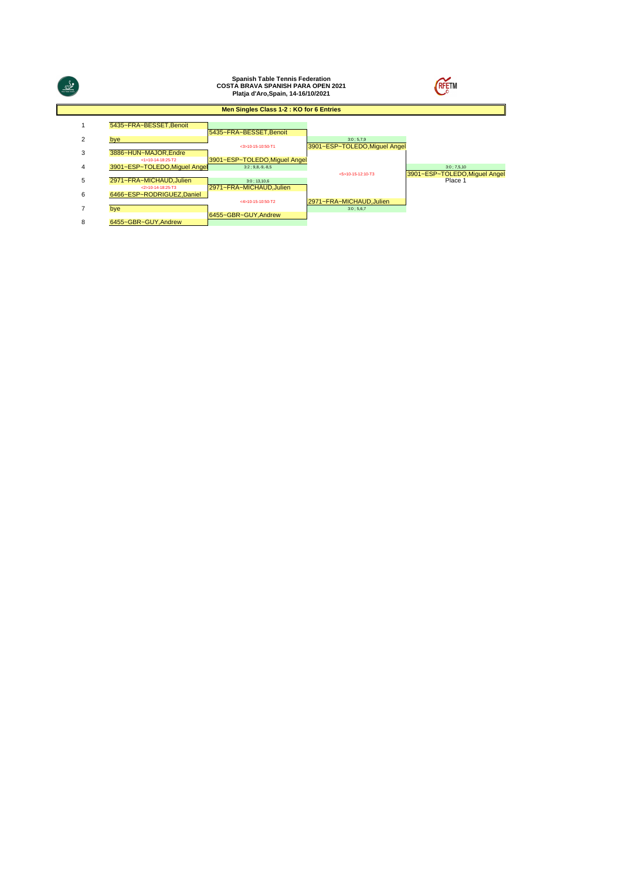**Spanish Table Tennis Federation**
**COSTA BRAVA SPANISH PARA OPEN 2021**
**Platja d'Aro,Spain, 14-16/10/2021**

## Men Singles Class 1-2 : KO for 6 Entries

| # | Round 1 | Round 2 | Semifinal | Final |
|---|---|---|---|---|
| 1 | 5435~FRA~BESSET,Benoit | 5435~FRA~BESSET,Benoit | | |
| 2 | bye | <3>10-15-10:50-T1 | 3901~ESP~TOLEDO,Miguel Angel (3:0 ; 5,7,9) | |
| 3 | 3886~HUN~MAJOR,Endre (<1>10-14-18:25-T2) | 3901~ESP~TOLEDO,Miguel Angel (3:2 ; 9,8,-9,-8,5) | <5>10-15-12:10-T3 | 3901~ESP~TOLEDO,Miguel Angel (3:0 ; 7,5,10) Place 1 |
| 4 | 3901~ESP~TOLEDO,Miguel Angel | | | |
| 5 | 2971~FRA~MICHAUD,Julien (<2>10-14-18:25-T3) | 2971~FRA~MICHAUD,Julien (3:0 ; 13,10,6) | | |
| 6 | 6466~ESP~RODRIGUEZ,Daniel | <4>10-15-10:50-T2 | 2971~FRA~MICHAUD,Julien (3:0 ; 5,6,7) | |
| 7 | bye | 6455~GBR~GUY,Andrew | | |
| 8 | 6455~GBR~GUY,Andrew | | | |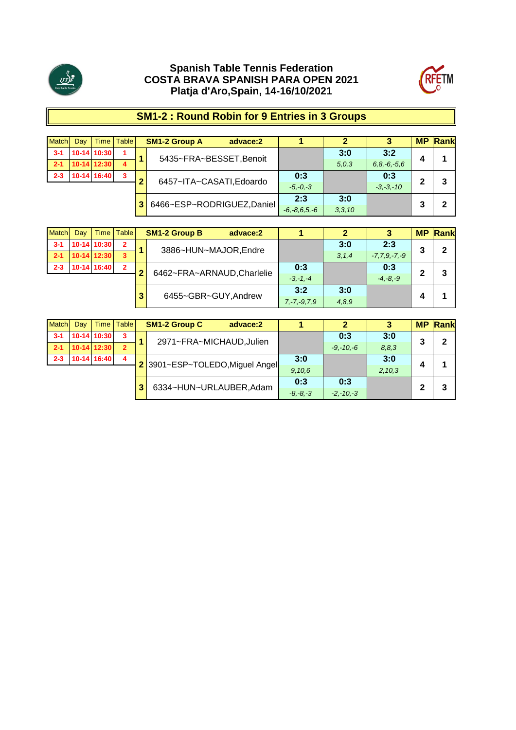**Spanish Table Tennis Federation**
**COSTA BRAVA SPANISH PARA OPEN 2021**
**Platja d'Aro,Spain, 14-16/10/2021**

## SM1-2 : Round Robin for 9 Entries in 3 Groups

| Match | Day | Time | Table |
|---|---|---|---|
| 3-1 | 10-14 | 10:30 | 1 |
| 2-1 | 10-14 | 12:30 | 4 |
| 2-3 | 10-14 | 16:40 | 3 |

| | SM1-2 Group A advace:2 | 1 | 2 | 3 | MP | Rank |
|---|---|---|---|---|---|---|
| 1 | 5435~FRA~BESSET,Benoit | | 3:0 (5,0,3) | 3:2 (6,8,-6,-5,6) | 4 | 1 |
| 2 | 6457~ITA~CASATI,Edoardo | 0:3 (-5,-0,-3) | | 0:3 (-3,-3,-10) | 2 | 3 |
| 3 | 6466~ESP~RODRIGUEZ,Daniel | 2:3 (-6,-8,6,5,-6) | 3:0 (3,3,10) | | 3 | 2 |

| Match | Day | Time | Table |
|---|---|---|---|
| 3-1 | 10-14 | 10:30 | 2 |
| 2-1 | 10-14 | 12:30 | 3 |
| 2-3 | 10-14 | 16:40 | 2 |

| | SM1-2 Group B advace:2 | 1 | 2 | 3 | MP | Rank |
|---|---|---|---|---|---|---|
| 1 | 3886~HUN~MAJOR,Endre | | 3:0 (3,1,4) | 2:3 (-7,7,9,-7,-9) | 3 | 2 |
| 2 | 6462~FRA~ARNAUD,Charlelie | 0:3 (-3,-1,-4) | | 0:3 (-4,-8,-9) | 2 | 3 |
| 3 | 6455~GBR~GUY,Andrew | 3:2 (7,-7,-9,7,9) | 3:0 (4,8,9) | | 4 | 1 |

| Match | Day | Time | Table |
|---|---|---|---|
| 3-1 | 10-14 | 10:30 | 3 |
| 2-1 | 10-14 | 12:30 | 2 |
| 2-3 | 10-14 | 16:40 | 4 |

| | SM1-2 Group C advace:2 | 1 | 2 | 3 | MP | Rank |
|---|---|---|---|---|---|---|
| 1 | 2971~FRA~MICHAUD,Julien | | 0:3 (-9,-10,-6) | 3:0 (8,8,3) | 3 | 2 |
| 2 | 3901~ESP~TOLEDO,Miguel Angel | 3:0 (9,10,6) | | 3:0 (2,10,3) | 4 | 1 |
| 3 | 6334~HUN~URLAUBER,Adam | 0:3 (-8,-8,-3) | 0:3 (-2,-10,-3) | | 2 | 3 |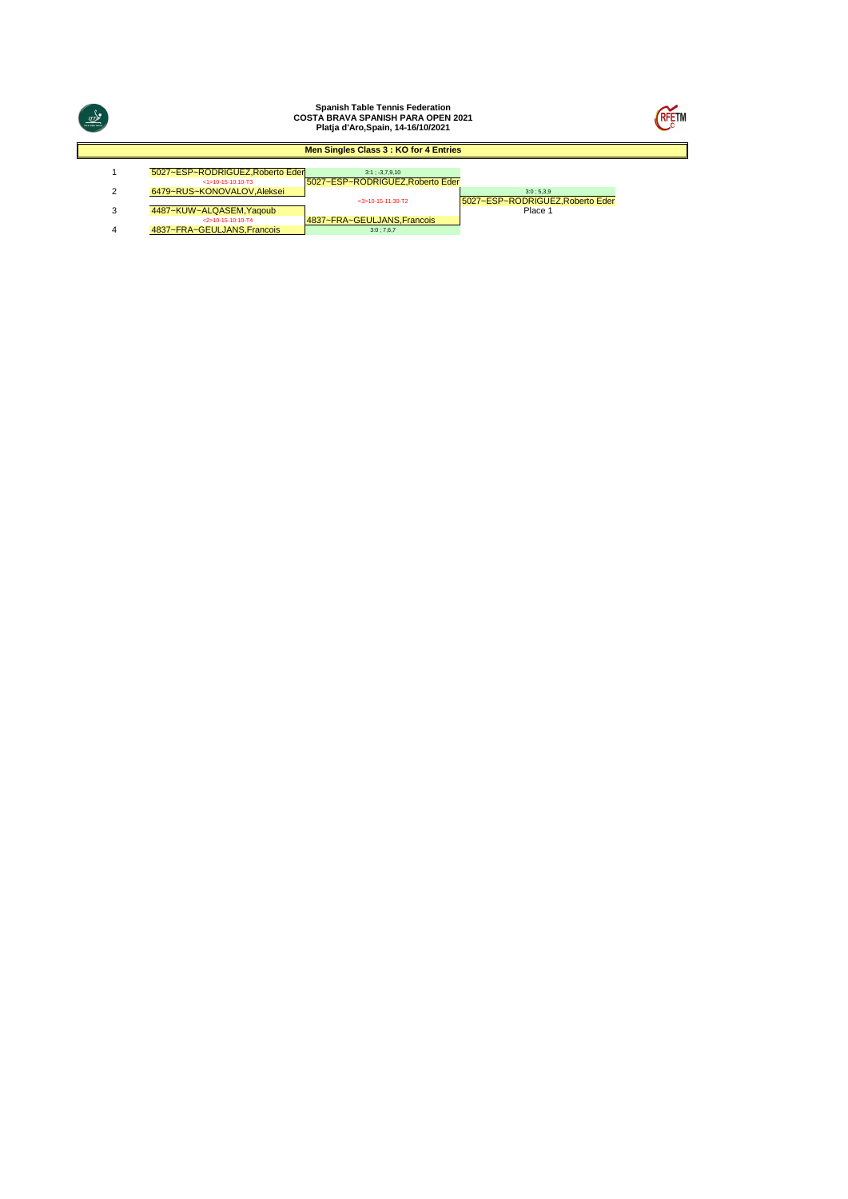**Spanish Table Tennis Federation**
**COSTA BRAVA SPANISH PARA OPEN 2021**
**Platja d'Aro,Spain, 14-16/10/2021**

## Men Singles Class 3 : KO for 4 Entries

| # | Round 1 | Semifinal / Final | Winner |
|---|---|---|---|
| 1 | 5027~ESP~RODRIGUEZ,Roberto Eder | 3:1 ; -3,7,9,10 | |
| | <1>10-15-10:10-T3 | 5027~ESP~RODRIGUEZ,Roberto Eder | |
| 2 | 6479~RUS~KONOVALOV,Aleksei | | 3:0 ; 5,3,9 |
| | | <3>10-15-11:30-T2 | 5027~ESP~RODRIGUEZ,Roberto Eder |
| 3 | 4487~KUW~ALQASEM,Yaqoub | | Place 1 |
| | <2>10-15-10:10-T4 | 4837~FRA~GEULJANS,Francois | |
| 4 | 4837~FRA~GEULJANS,Francois | 3:0 ; 7,6,7 | |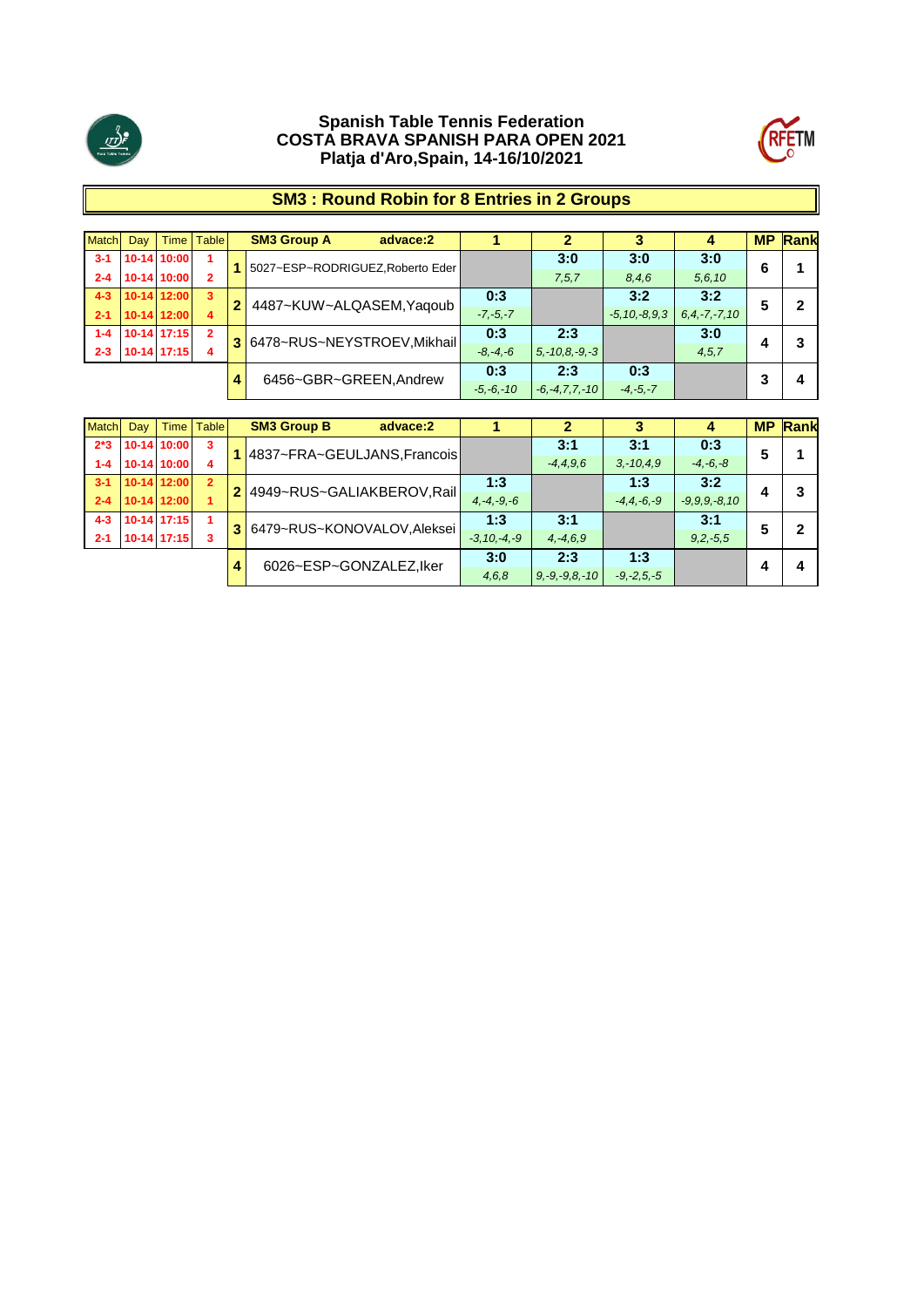# Spanish Table Tennis Federation
# COSTA BRAVA SPANISH PARA OPEN 2021
# Platja d'Aro,Spain, 14-16/10/2021

## SM3 : Round Robin for 8 Entries in 2 Groups

| Match | Day | Time | Table | | SM3 Group A advace:2 | 1 | 2 | 3 | 4 | MP | Rank |
|---|---|---|---|---|---|---|---|---|---|---|---|
| 3-1 | 10-14 | 10:00 | 1 | 1 | 5027~ESP~RODRIGUEZ,Roberto Eder | | 3:0 | 3:0 | 3:0 | 6 | 1 |
| 2-4 | 10-14 | 10:00 | 2 | | | | 7,5,7 | 8,4,6 | 5,6,10 | | |
| 4-3 | 10-14 | 12:00 | 3 | 2 | 4487~KUW~ALQASEM,Yaqoub | 0:3 | | 3:2 | 3:2 | 5 | 2 |
| 2-1 | 10-14 | 12:00 | 4 | | | -7,-5,-7 | | -5,10,-8,9,3 | 6,4,-7,-7,10 | | |
| 1-4 | 10-14 | 17:15 | 2 | 3 | 6478~RUS~NEYSTROEV,Mikhail | 0:3 | 2:3 | | 3:0 | 4 | 3 |
| 2-3 | 10-14 | 17:15 | 4 | | | -8,-4,-6 | 5,-10,8,-9,-3 | | 4,5,7 | | |
| | | | | 4 | 6456~GBR~GREEN,Andrew | 0:3 | 2:3 | 0:3 | | 3 | 4 |
| | | | | | | -5,-6,-10 | -6,-4,7,7,-10 | -4,-5,-7 | | | |

| Match | Day | Time | Table | | SM3 Group B advace:2 | 1 | 2 | 3 | 4 | MP | Rank |
|---|---|---|---|---|---|---|---|---|---|---|---|
| 2*3 | 10-14 | 10:00 | 3 | 1 | 4837~FRA~GEULJANS,Francois | | 3:1 | 3:1 | 0:3 | 5 | 1 |
| 1-4 | 10-14 | 10:00 | 4 | | | | -4,4,9,6 | 3,-10,4,9 | -4,-6,-8 | | |
| 3-1 | 10-14 | 12:00 | 2 | 2 | 4949~RUS~GALIAKBEROV,Rail | 1:3 | | 1:3 | 3:2 | 4 | 3 |
| 2-4 | 10-14 | 12:00 | 1 | | | 4,-4,-9,-6 | | -4,4,-6,-9 | -9,9,9,-8,10 | | |
| 4-3 | 10-14 | 17:15 | 1 | 3 | 6479~RUS~KONOVALOV,Aleksei | 1:3 | 3:1 | | 3:1 | 5 | 2 |
| 2-1 | 10-14 | 17:15 | 3 | | | -3,10,-4,-9 | 4,-4,6,9 | | 9,2,-5,5 | | |
| | | | | 4 | 6026~ESP~GONZALEZ,Iker | 3:0 | 2:3 | 1:3 | | 4 | 4 |
| | | | | | | 4,6,8 | 9,-9,-9,8,-10 | -9,-2,5,-5 | | | |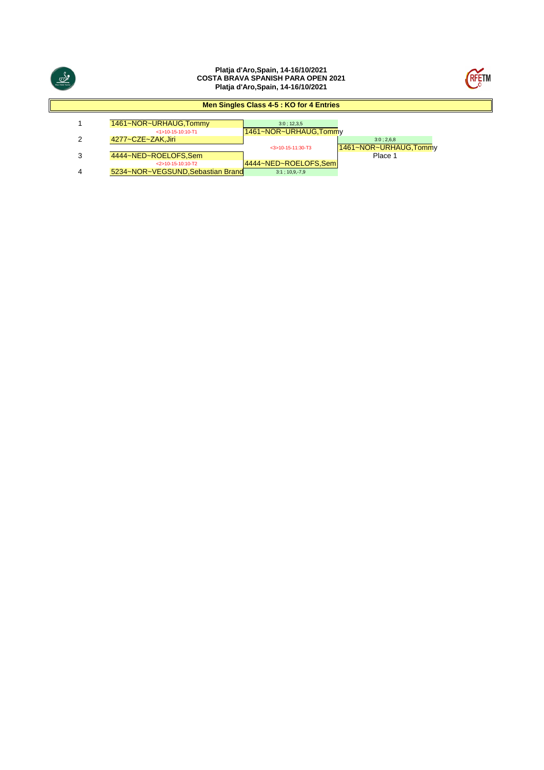**Platja d'Aro,Spain, 14-16/10/2021**
**COSTA BRAVA SPANISH PARA OPEN 2021**
**Platja d'Aro,Spain, 14-16/10/2021**

## Men Singles Class 4-5 : KO for 4 Entries

| # | Round 1 | Semifinal | Final |
|---|---|---|---|
| 1 | 1461~NOR~URHAUG,Tommy | 3:0 ; 12,3,5 | |
| | <1>10-15-10:10-T1 | 1461~NOR~URHAUG,Tommy | |
| 2 | 4277~CZE~ZAK,Jiri | | 3:0 ; 2,6,8 |
| | | <3>10-15-11:30-T3 | 1461~NOR~URHAUG,Tommy |
| 3 | 4444~NED~ROELOFS,Sem | | Place 1 |
| | <2>10-15-10:10-T2 | 4444~NED~ROELOFS,Sem | |
| 4 | 5234~NOR~VEGSUND,Sebastian Brand | 3:1 ; 10,9,-7,9 | |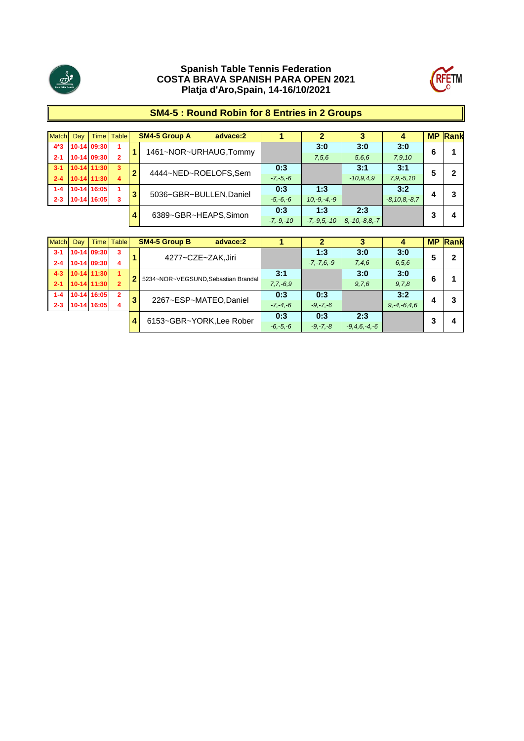**Spanish Table Tennis Federation**
**COSTA BRAVA SPANISH PARA OPEN 2021**
**Platja d'Aro,Spain, 14-16/10/2021**

## SM4-5 : Round Robin for 8 Entries in 2 Groups

| Match | Day | Time | Table | | SM4-5 Group A advace:2 | 1 | 2 | 3 | 4 | MP | Rank |
|---|---|---|---|---|---|---|---|---|---|---|---|
| 4*3 | 10-14 | 09:30 | 1 | 1 | 1461~NOR~URHAUG,Tommy | | 3:0 | 3:0 | 3:0 | 6 | 1 |
| 2-1 | 10-14 | 09:30 | 2 | | | | *7,5,6* | *5,6,6* | *7,9,10* | | |
| 3-1 | 10-14 | 11:30 | 3 | 2 | 4444~NED~ROELOFS,Sem | 0:3 | | 3:1 | 3:1 | 5 | 2 |
| 2-4 | 10-14 | 11:30 | 4 | | | *-7,-5,-6* | | *-10,9,4,9* | *7,9,-5,10* | | |
| 1-4 | 10-14 | 16:05 | 1 | 3 | 5036~GBR~BULLEN,Daniel | 0:3 | 1:3 | | 3:2 | 4 | 3 |
| 2-3 | 10-14 | 16:05 | 3 | | | *-5,-6,-6* | *10,-9,-4,-9* | | *-8,10,8,-8,7* | | |
| | | | | 4 | 6389~GBR~HEAPS,Simon | 0:3 | 1:3 | 2:3 | | 3 | 4 |
| | | | | | | *-7,-9,-10* | *-7,-9,5,-10* | *8,-10,-8,8,-7* | | | |

| Match | Day | Time | Table | | SM4-5 Group B advace:2 | 1 | 2 | 3 | 4 | MP | Rank |
|---|---|---|---|---|---|---|---|---|---|---|---|
| 3-1 | 10-14 | 09:30 | 3 | 1 | 4277~CZE~ZAK,Jiri | | 1:3 | 3:0 | 3:0 | 5 | 2 |
| 2-4 | 10-14 | 09:30 | 4 | | | | *-7,-7,6,-9* | *7,4,6* | *6,5,6* | | |
| 4-3 | 10-14 | 11:30 | 1 | 2 | 5234~NOR~VEGSUND,Sebastian Brandal | 3:1 | | 3:0 | 3:0 | 6 | 1 |
| 2-1 | 10-14 | 11:30 | 2 | | | *7,7,-6,9* | | *9,7,6* | *9,7,8* | | |
| 1-4 | 10-14 | 16:05 | 2 | 3 | 2267~ESP~MATEO,Daniel | 0:3 | 0:3 | | 3:2 | 4 | 3 |
| 2-3 | 10-14 | 16:05 | 4 | | | *-7,-4,-6* | *-9,-7,-6* | | *9,-4,-6,4,6* | | |
| | | | | 4 | 6153~GBR~YORK,Lee Rober | 0:3 | 0:3 | 2:3 | | 3 | 4 |
| | | | | | | *-6,-5,-6* | *-9,-7,-8* | *-9,4,6,-4,-6* | | | |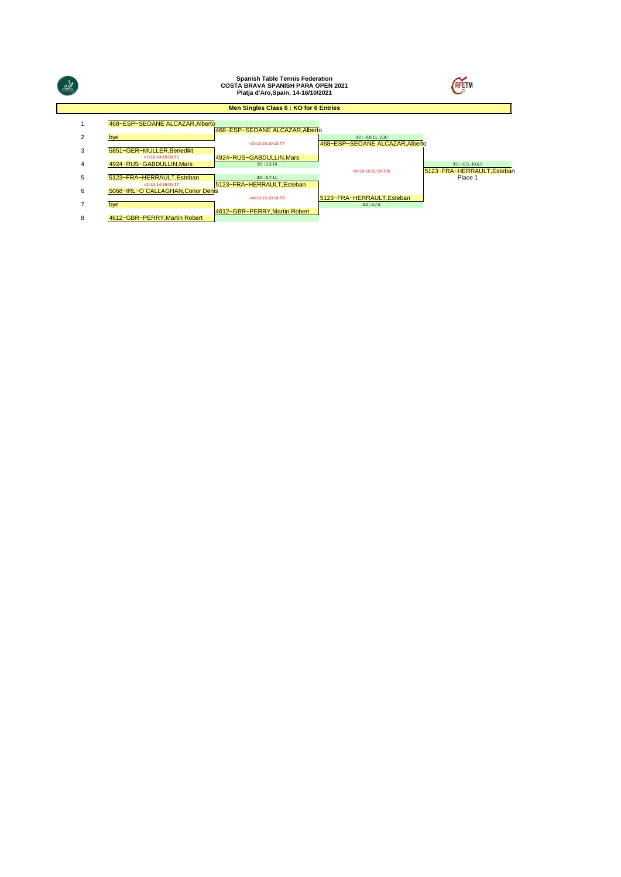**Spanish Table Tennis Federation**
**COSTA BRAVA SPANISH PARA OPEN 2021**
**Platja d'Aro,Spain, 14-16/10/2021**

## Men Singles Class 6 : KO for 6 Entries

| # | Round 1 | Quarterfinals | Semifinals | Final |
|---|---|---|---|---|
| 1 | 468−ESP−SEOANE ALCAZAR,Alberto | 468−ESP−SEOANE ALCAZAR,Alberto | | |
| 2 | bye | <3>10-15-10:10-T7 | 468−ESP−SEOANE ALCAZAR,Alberto (3:2 ; -8,8,11,-2,10) | |
| 3 | 5851−GER−MULLER,Benedikt | | | |
| | <1>10-14-19:00-T5 | 4924−RUS−GABDULLIN,Mars | | |
| 4 | 4924−RUS−GABDULLIN,Mars | 3:0 ; 6,3,10 | <5>10-15-11:30-T10 | 5123−FRA−HERRAULT,Esteban (3:2 ; -6,5,-10,6,9) Place 1 |
| 5 | 5123−FRA−HERRAULT,Esteban | 3:0 ; 5,7,11 | | |
| | <2>10-14-19:00-T7 | 5123−FRA−HERRAULT,Esteban | | |
| 6 | 5068−IRL−O CALLAGHAN,Conor Denis | <4>10-15-10:10-T8 | 5123−FRA−HERRAULT,Esteban (3:0 ; 8,7,5) | |
| 7 | bye | 4612−GBR−PERRY,Martin Robert | | |
| 8 | 4612−GBR−PERRY,Martin Robert | | | |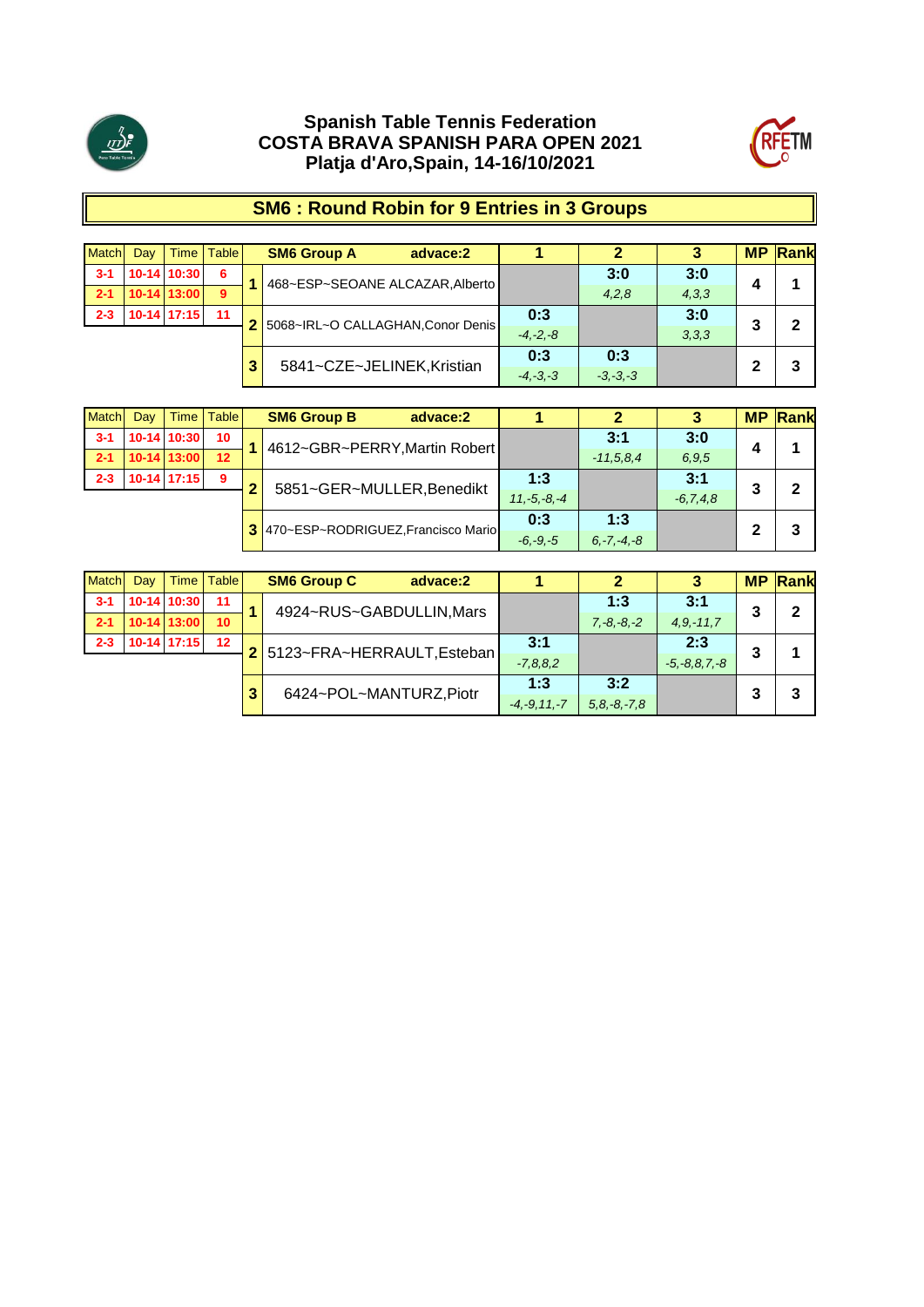# Spanish Table Tennis Federation
## COSTA BRAVA SPANISH PARA OPEN 2021
## Platja d'Aro,Spain, 14-16/10/2021

## SM6 : Round Robin for 9 Entries in 3 Groups

| Match | Day | Time | Table |
|---|---|---|---|
| 3-1 | 10-14 | 10:30 | 6 |
| 2-1 | 10-14 | 13:00 | 9 |
| 2-3 | 10-14 | 17:15 | 11 |

| | SM6 Group A advace:2 | 1 | 2 | 3 | MP | Rank |
|---|---|---|---|---|---|---|
| 1 | 468~ESP~SEOANE ALCAZAR,Alberto | | 3:0 (4,2,8) | 3:0 (4,3,3) | 4 | 1 |
| 2 | 5068~IRL~O CALLAGHAN,Conor Denis | 0:3 (-4,-2,-8) | | 3:0 (3,3,3) | 3 | 2 |
| 3 | 5841~CZE~JELINEK,Kristian | 0:3 (-4,-3,-3) | 0:3 (-3,-3,-3) | | 2 | 3 |

| Match | Day | Time | Table |
|---|---|---|---|
| 3-1 | 10-14 | 10:30 | 10 |
| 2-1 | 10-14 | 13:00 | 12 |
| 2-3 | 10-14 | 17:15 | 9 |

| | SM6 Group B advace:2 | 1 | 2 | 3 | MP | Rank |
|---|---|---|---|---|---|---|
| 1 | 4612~GBR~PERRY,Martin Robert | | 3:1 (-11,5,8,4) | 3:0 (6,9,5) | 4 | 1 |
| 2 | 5851~GER~MULLER,Benedikt | 1:3 (11,-5,-8,-4) | | 3:1 (-6,7,4,8) | 3 | 2 |
| 3 | 470~ESP~RODRIGUEZ,Francisco Mario | 0:3 (-6,-9,-5) | 1:3 (6,-7,-4,-8) | | 2 | 3 |

| Match | Day | Time | Table |
|---|---|---|---|
| 3-1 | 10-14 | 10:30 | 11 |
| 2-1 | 10-14 | 13:00 | 10 |
| 2-3 | 10-14 | 17:15 | 12 |

| | SM6 Group C advace:2 | 1 | 2 | 3 | MP | Rank |
|---|---|---|---|---|---|---|
| 1 | 4924~RUS~GABDULLIN,Mars | | 1:3 (7,-8,-8,-2) | 3:1 (4,9,-11,7) | 3 | 2 |
| 2 | 5123~FRA~HERRAULT,Esteban | 3:1 (-7,8,8,2) | | 2:3 (-5,-8,8,7,-8) | 3 | 1 |
| 3 | 6424~POL~MANTURZ,Piotr | 1:3 (-4,-9,11,-7) | 3:2 (5,8,-8,-7,8) | | 3 | 3 |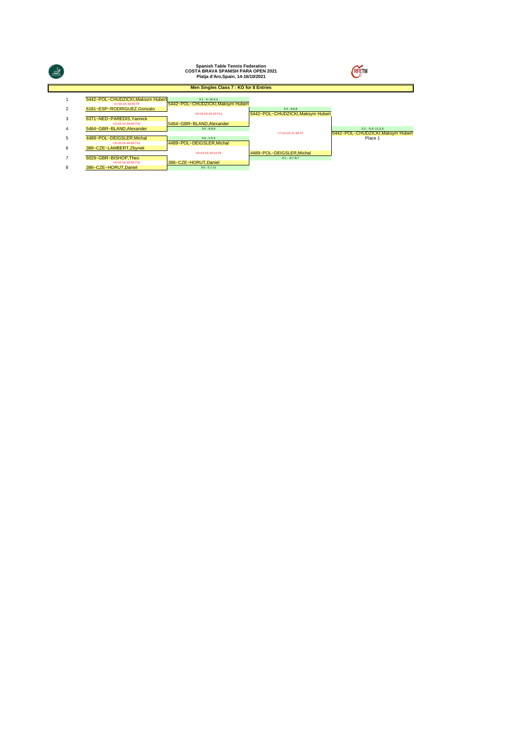**Spanish Table Tennis Federation**
**COSTA BRAVA SPANISH PARA OPEN 2021**
**Platja d'Aro,Spain, 14-16/10/2021**

## Men Singles Class 7 : KO for 8 Entries

| # | Round 1 | Quarterfinal | Semifinal | Final |
|---|---|---|---|---|
| 1 | 5442~POL~CHUDZICKI,Maksym Hubert | | | |
| | <1>10-14-18:00-T9 | 3:1 ; 4,-10,4,4 | | |
| | | 5442~POL~CHUDZICKI,Maksym Hubert | | |
| 2 | 6181~ESP~RODRIGUEZ,Gonzalo | | 3:0 ; 9,8,8 | |
| | | <5>10-15-10:10-T11 | 5442~POL~CHUDZICKI,Maksym Hubert | |
| 3 | 6371~NED~PAREDIS,Yannick | | | |
| | <2>10-14-19:00-T10 | 5464~GBR~BLAND,Alexander | | |
| 4 | 5464~GBR~BLAND,Alexander | 3:0 ; 8,9,9 | | 3:2 ; -5,9,-11,5,5 |
| | | | <7>10-15-11:30-T7 | 5442~POL~CHUDZICKI,Maksym Hubert |
| | | | | Place 1 |
| 5 | 4489~POL~DEIGSLER,Michal | 3:0 ; 2,5,3 | | |
| | <3>10-14-19:00-T11 | 4489~POL~DEIGSLER,Michal | | |
| 6 | 389~CZE~LAMBERT,Zbynek | | | |
| | | <6>10-15-10:10-T6 | 4489~POL~DEIGSLER,Michal | |
| 7 | 6029~GBR~BISHOP,Theo | | 3:1 ; -9,7,9,7 | |
| | <4>10-14-19:00-T12 | 386~CZE~HORUT,Daniel | | |
| 8 | 386~CZE~HORUT,Daniel | 3:0 ; 5,7,11 | | |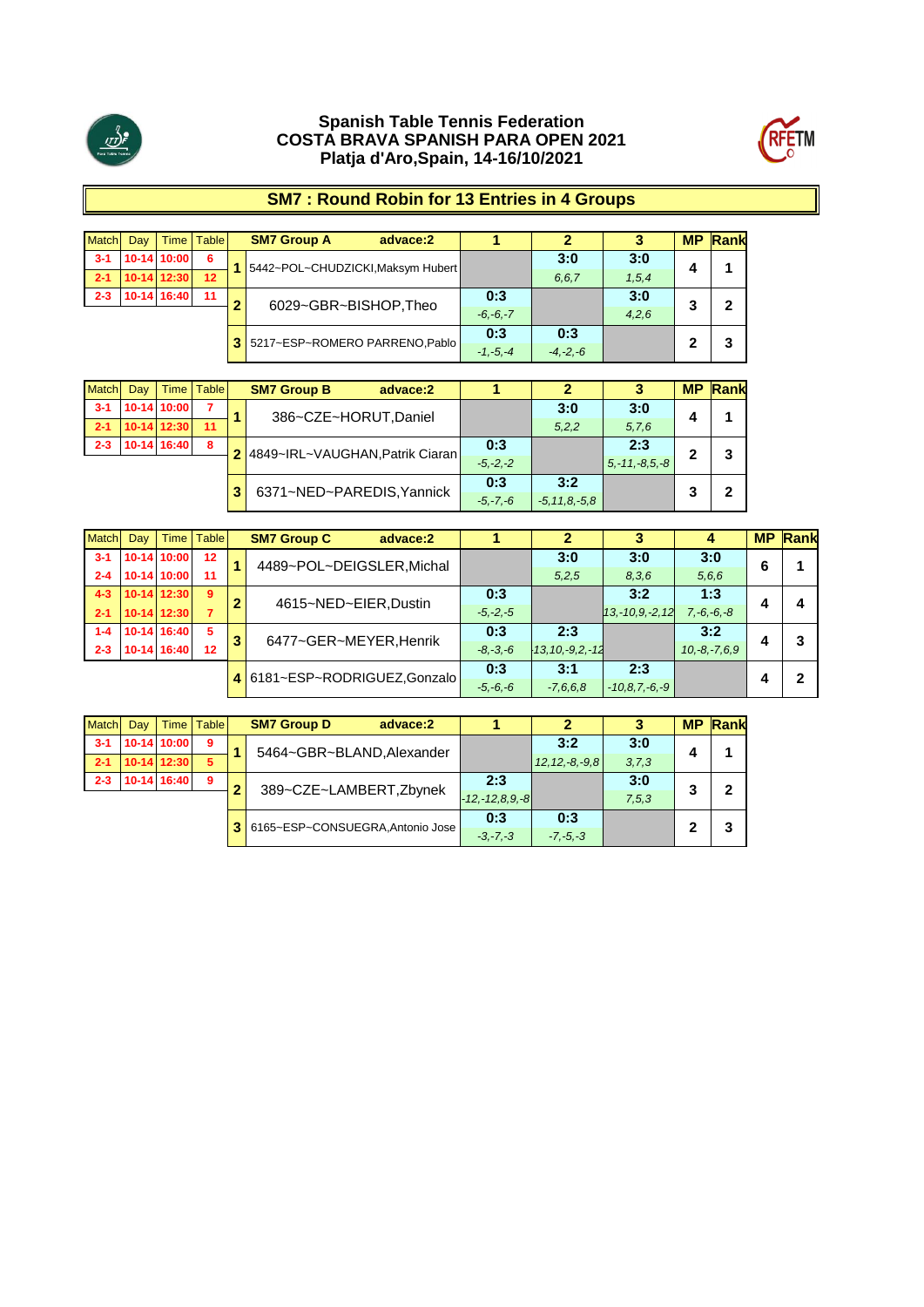**Spanish Table Tennis Federation**
**COSTA BRAVA SPANISH PARA OPEN 2021**
**Platja d'Aro,Spain, 14-16/10/2021**

## SM7 : Round Robin for 13 Entries in 4 Groups

| Match | Day | Time | Table |
|---|---|---|---|
| 3-1 | 10-14 | 10:00 | 6 |
| 2-1 | 10-14 | 12:30 | 12 |
| 2-3 | 10-14 | 16:40 | 11 |

| | SM7 Group A advace:2 | 1 | 2 | 3 | MP | Rank |
|---|---|---|---|---|---|---|
| 1 | 5442~POL~CHUDZICKI,Maksym Hubert | | 3:0 6,6,7 | 3:0 1,5,4 | 4 | 1 |
| 2 | 6029~GBR~BISHOP,Theo | 0:3 -6,-6,-7 | | 3:0 4,2,6 | 3 | 2 |
| 3 | 5217~ESP~ROMERO PARRENO,Pablo | 0:3 -1,-5,-4 | 0:3 -4,-2,-6 | | 2 | 3 |

| Match | Day | Time | Table |
|---|---|---|---|
| 3-1 | 10-14 | 10:00 | 7 |
| 2-1 | 10-14 | 12:30 | 11 |
| 2-3 | 10-14 | 16:40 | 8 |

| | SM7 Group B advace:2 | 1 | 2 | 3 | MP | Rank |
|---|---|---|---|---|---|---|
| 1 | 386~CZE~HORUT,Daniel | | 3:0 5,2,2 | 3:0 5,7,6 | 4 | 1 |
| 2 | 4849~IRL~VAUGHAN,Patrik Ciaran | 0:3 -5,-2,-2 | | 2:3 5,-11,-8,5,-8 | 2 | 3 |
| 3 | 6371~NED~PAREDIS,Yannick | 0:3 -5,-7,-6 | 3:2 -5,11,8,-5,8 | | 3 | 2 |

| Match | Day | Time | Table |
|---|---|---|---|
| 3-1 | 10-14 | 10:00 | 12 |
| 2-4 | 10-14 | 10:00 | 11 |
| 4-3 | 10-14 | 12:30 | 9 |
| 2-1 | 10-14 | 12:30 | 7 |
| 1-4 | 10-14 | 16:40 | 5 |
| 2-3 | 10-14 | 16:40 | 12 |

| | SM7 Group C advace:2 | 1 | 2 | 3 | 4 | MP | Rank |
|---|---|---|---|---|---|---|---|
| 1 | 4489~POL~DEIGSLER,Michal | | 3:0 5,2,5 | 3:0 8,3,6 | 3:0 5,6,6 | 6 | 1 |
| 2 | 4615~NED~EIER,Dustin | 0:3 -5,-2,-5 | | 3:2 13,-10,9,-2,12 | 1:3 7,-6,-6,-8 | 4 | 4 |
| 3 | 6477~GER~MEYER,Henrik | 0:3 -8,-3,-6 | 2:3 -13,10,-9,2,-12 | | 3:2 10,-8,-7,6,9 | 4 | 3 |
| 4 | 6181~ESP~RODRIGUEZ,Gonzalo | 0:3 -5,-6,-6 | 3:1 -7,6,6,8 | 2:3 -10,8,7,-6,-9 | | 4 | 2 |

| Match | Day | Time | Table |
|---|---|---|---|
| 3-1 | 10-14 | 10:00 | 9 |
| 2-1 | 10-14 | 12:30 | 5 |
| 2-3 | 10-14 | 16:40 | 9 |

| | SM7 Group D advace:2 | 1 | 2 | 3 | MP | Rank |
|---|---|---|---|---|---|---|
| 1 | 5464~GBR~BLAND,Alexander | | 3:2 12,12,-8,-9,8 | 3:0 3,7,3 | 4 | 1 |
| 2 | 389~CZE~LAMBERT,Zbynek | 2:3 -12,-12,8,9,-8 | | 3:0 7,5,3 | 3 | 2 |
| 3 | 6165~ESP~CONSUEGRA,Antonio Jose | 0:3 -3,-7,-3 | 0:3 -7,-5,-3 | | 2 | 3 |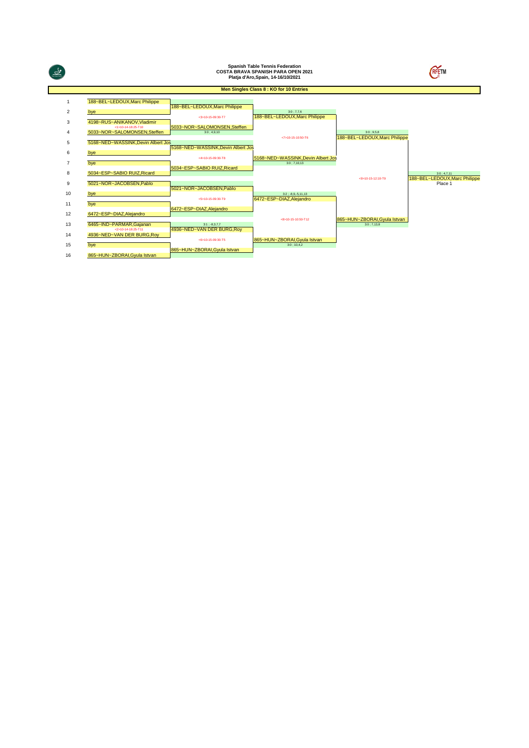**Spanish Table Tennis Federation**
**COSTA BRAVA SPANISH PARA OPEN 2021**
**Platja d'Aro,Spain, 14-16/10/2021**

## Men Singles Class 8 : KO for 10 Entries

| # | Round 1 | Round 2 | Semifinal | Final | Winner |
|---|---|---|---|---|---|
| 1 | 188~BEL~LEDOUX,Marc Philippe | | | | |
| | | 188~BEL~LEDOUX,Marc Philippe | | | |
| 2 | bye | <3>10-15-09:30-T7 | 3:0 ; 7,7,6 | | |
| | | | 188~BEL~LEDOUX,Marc Philippe | | |
| 3 | 4198~RUS~ANIKANOV,Vladimir | | | | |
| | <1>10-14-18:25-T10 | 5033~NOR~SALOMONSEN,Steffen | | | |
| 4 | 5033~NOR~SALOMONSEN,Steffen | 3:0 ; 4,9,10 | | 3:0 ; 9,5,8 | |
| | | | <7>10-15-10:50-T6 | 188~BEL~LEDOUX,Marc Philippe | |
| 5 | 5168~NED~WASSINK,Devin Albert Jos | | | | |
| | | 5168~NED~WASSINK,Devin Albert Jos | | | |
| 6 | bye | <4>10-15-09:30-T8 | | | |
| | | | 5168~NED~WASSINK,Devin Albert Jos | | |
| 7 | bye | | 3:0 ; 7,10,13 | | |
| | | 5034~ESP~SABIO RUIZ,Ricard | | | |
| 8 | 5034~ESP~SABIO RUIZ,Ricard | | | | 3:0 ; 4,7,11 |
| | | | | <9>10-15-12:10-T9 | 188~BEL~LEDOUX,Marc Philippe |
| 9 | 5021~NOR~JACOBSEN,Pablo | | | | Place 1 |
| | | 5021~NOR~JACOBSEN,Pablo | | | |
| 10 | bye | <5>10-15-09:30-T9 | 3:2 ; -8,9,-5,11,13 | | |
| | | | 6472~ESP~DIAZ,Alejandro | | |
| 11 | bye | | | | |
| | | 6472~ESP~DIAZ,Alejandro | | | |
| 12 | 6472~ESP~DIAZ,Alejandro | | <8>10-15-10:50-T12 | | |
| | | | | 865~HUN~ZBORAI,Gyula Istvan | |
| 13 | 6465~IND~PARMAR,Gajanan | 3:1 ; -8,3,7,7 | | 3:0 ; 7,13,8 | |
| | <2>10-14-18:25-T11 | 4936~NED~VAN DER BURG,Roy | | | |
| 14 | 4936~NED~VAN DER BURG,Roy | <6>10-15-09:30-T5 | | | |
| | | | 865~HUN~ZBORAI,Gyula Istvan | | |
| 15 | bye | | 3:0 ; 10,4,2 | | |
| | | 865~HUN~ZBORAI,Gyula Istvan | | | |
| 16 | 865~HUN~ZBORAI,Gyula Istvan | | | | |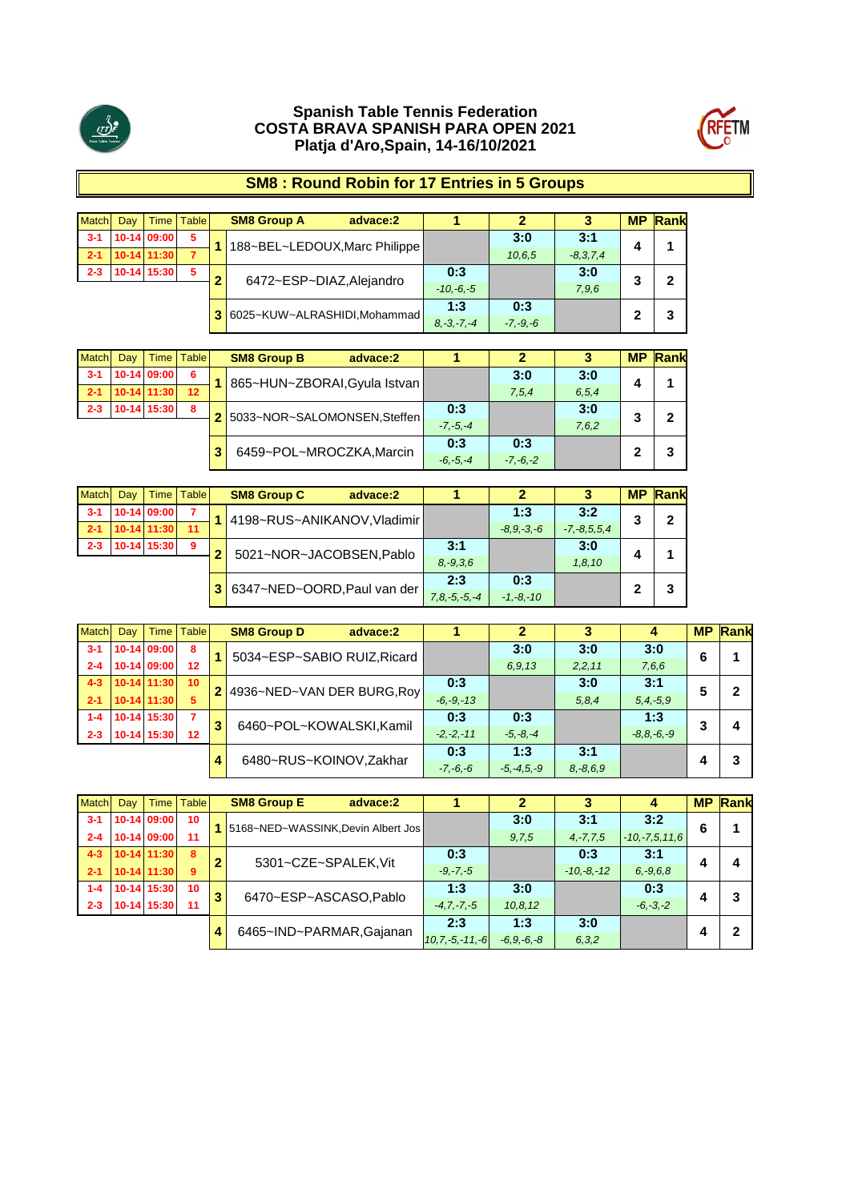**Spanish Table Tennis Federation**
**COSTA BRAVA SPANISH PARA OPEN 2021**
**Platja d'Aro,Spain, 14-16/10/2021**

## SM8 : Round Robin for 17 Entries in 5 Groups

| Match | Day | Time | Table | | SM8 Group A advace:2 | 1 | 2 | 3 | MP | Rank |
|---|---|---|---|---|---|---|---|---|---|---|
| 3-1 | 10-14 | 09:00 | 5 | 1 | 188~BEL~LEDOUX,Marc Philippe | | 3:0 10,6,5 | 3:1 -8,3,7,4 | 4 | 1 |
| 2-1 | 10-14 | 11:30 | 7 | 2 | 6472~ESP~DIAZ,Alejandro | 0:3 -10,-6,-5 | | 3:0 7,9,6 | 3 | 2 |
| 2-3 | 10-14 | 15:30 | 5 | 3 | 6025~KUW~ALRASHIDI,Mohammad | 1:3 8,-3,-7,-4 | 0:3 -7,-9,-6 | | 2 | 3 |

| Match | Day | Time | Table | | SM8 Group B advace:2 | 1 | 2 | 3 | MP | Rank |
|---|---|---|---|---|---|---|---|---|---|---|
| 3-1 | 10-14 | 09:00 | 6 | 1 | 865~HUN~ZBORAI,Gyula Istvan | | 3:0 7,5,4 | 3:0 6,5,4 | 4 | 1 |
| 2-1 | 10-14 | 11:30 | 12 | 2 | 5033~NOR~SALOMONSEN,Steffen | 0:3 -7,-5,-4 | | 3:0 7,6,2 | 3 | 2 |
| 2-3 | 10-14 | 15:30 | 8 | 3 | 6459~POL~MROCZKA,Marcin | 0:3 -6,-5,-4 | 0:3 -7,-6,-2 | | 2 | 3 |

| Match | Day | Time | Table | | SM8 Group C advace:2 | 1 | 2 | 3 | MP | Rank |
|---|---|---|---|---|---|---|---|---|---|---|
| 3-1 | 10-14 | 09:00 | 7 | 1 | 4198~RUS~ANIKANOV,Vladimir | | 1:3 -8,9,-3,-6 | 3:2 -7,-8,5,5,4 | 3 | 2 |
| 2-1 | 10-14 | 11:30 | 11 | 2 | 5021~NOR~JACOBSEN,Pablo | 3:1 8,-9,3,6 | | 3:0 1,8,10 | 4 | 1 |
| 2-3 | 10-14 | 15:30 | 9 | 3 | 6347~NED~OORD,Paul van der | 2:3 7,8,-5,-5,-4 | 0:3 -1,-8,-10 | | 2 | 3 |

| Match | Day | Time | Table | | SM8 Group D advace:2 | 1 | 2 | 3 | 4 | MP | Rank |
|---|---|---|---|---|---|---|---|---|---|---|---|
| 3-1 | 10-14 | 09:00 | 8 | 1 | 5034~ESP~SABIO RUIZ,Ricard | | 3:0 6,9,13 | 3:0 2,2,11 | 3:0 7,6,6 | 6 | 1 |
| 2-4 | 10-14 | 09:00 | 12 | | | | | | | | |
| 4-3 | 10-14 | 11:30 | 10 | 2 | 4936~NED~VAN DER BURG,Roy | 0:3 -6,-9,-13 | | 3:0 5,8,4 | 3:1 5,4,-5,9 | 5 | 2 |
| 2-1 | 10-14 | 11:30 | 5 | | | | | | | | |
| 1-4 | 10-14 | 15:30 | 7 | 3 | 6460~POL~KOWALSKI,Kamil | 0:3 -2,-2,-11 | 0:3 -5,-8,-4 | | 1:3 -8,8,-6,-9 | 3 | 4 |
| 2-3 | 10-14 | 15:30 | 12 | | | | | | | | |
| | | | | 4 | 6480~RUS~KOINOV,Zakhar | 0:3 -7,-6,-6 | 1:3 -5,-4,5,-9 | 3:1 8,-8,6,9 | | 4 | 3 |

| Match | Day | Time | Table | | SM8 Group E advace:2 | 1 | 2 | 3 | 4 | MP | Rank |
|---|---|---|---|---|---|---|---|---|---|---|---|
| 3-1 | 10-14 | 09:00 | 10 | 1 | 5168~NED~WASSINK,Devin Albert Jos | | 3:0 9,7,5 | 3:1 4,-7,7,5 | 3:2 -10,-7,5,11,6 | 6 | 1 |
| 2-4 | 10-14 | 09:00 | 11 | | | | | | | | |
| 4-3 | 10-14 | 11:30 | 8 | 2 | 5301~CZE~SPALEK,Vit | 0:3 -9,-7,-5 | | 0:3 -10,-8,-12 | 3:1 6,-9,6,8 | 4 | 4 |
| 2-1 | 10-14 | 11:30 | 9 | | | | | | | | |
| 1-4 | 10-14 | 15:30 | 10 | 3 | 6470~ESP~ASCASO,Pablo | 1:3 -4,7,-7,-5 | 3:0 10,8,12 | | 0:3 -6,-3,-2 | 4 | 3 |
| 2-3 | 10-14 | 15:30 | 11 | | | | | | | | |
| | | | | 4 | 6465~IND~PARMAR,Gajanan | 2:3 10,7,-5,-11,-6 | 1:3 -6,9,-6,-8 | 3:0 6,3,2 | | 4 | 2 |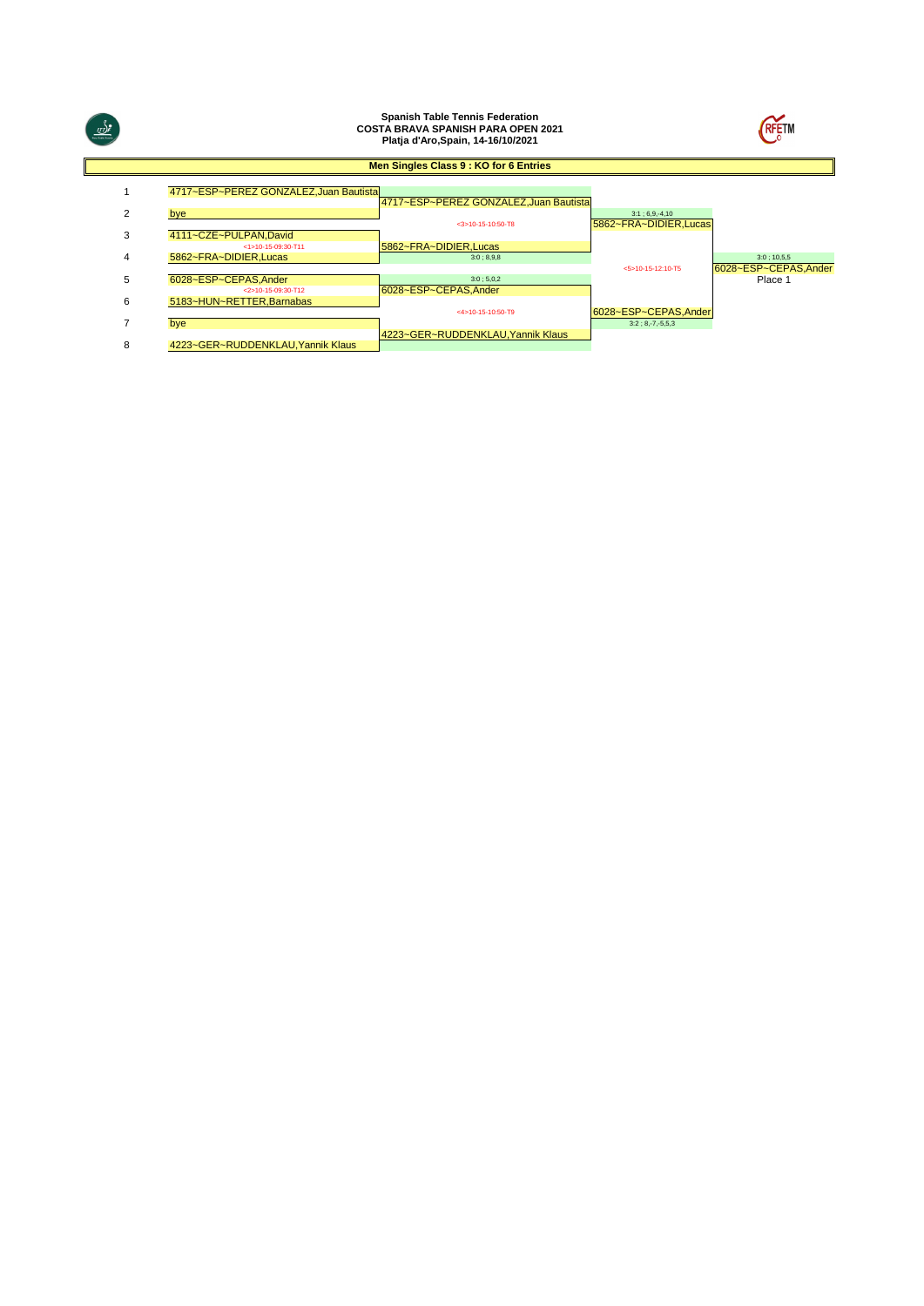**Spanish Table Tennis Federation**
**COSTA BRAVA SPANISH PARA OPEN 2021**
**Platja d'Aro,Spain, 14-16/10/2021**

## Men Singles Class 9 : KO for 6 Entries

| # | Round 1 | Quarterfinals | Semifinals | Final |
|---|---|---|---|---|
| 1 | 4717~ESP~PEREZ GONZALEZ,Juan Bautista | 4717~ESP~PEREZ GONZALEZ,Juan Bautista | | |
| 2 | bye | <3>10-15-10:50-T8 | 3:1 ; 6,9,-4,10 | |
| | | | 5862~FRA~DIDIER,Lucas | |
| 3 | 4111~CZE~PULPAN,David | | | |
| | <1>10-15-09:30-T11 | 5862~FRA~DIDIER,Lucas | | |
| 4 | 5862~FRA~DIDIER,Lucas | 3:0 ; 8,9,8 | | 3:0 ; 10,5,5 |
| | | | <5>10-15-12:10-T5 | 6028~ESP~CEPAS,Ander |
| 5 | 6028~ESP~CEPAS,Ander | 3:0 ; 5,0,2 | | Place 1 |
| | <2>10-15-09:30-T12 | 6028~ESP~CEPAS,Ander | | |
| 6 | 5183~HUN~RETTER,Barnabas | | | |
| | | <4>10-15-10:50-T9 | 6028~ESP~CEPAS,Ander | |
| 7 | bye | | 3:2 ; 8,-7,-5,5,3 | |
| | | 4223~GER~RUDDENKLAU,Yannik Klaus | | |
| 8 | 4223~GER~RUDDENKLAU,Yannik Klaus | | | |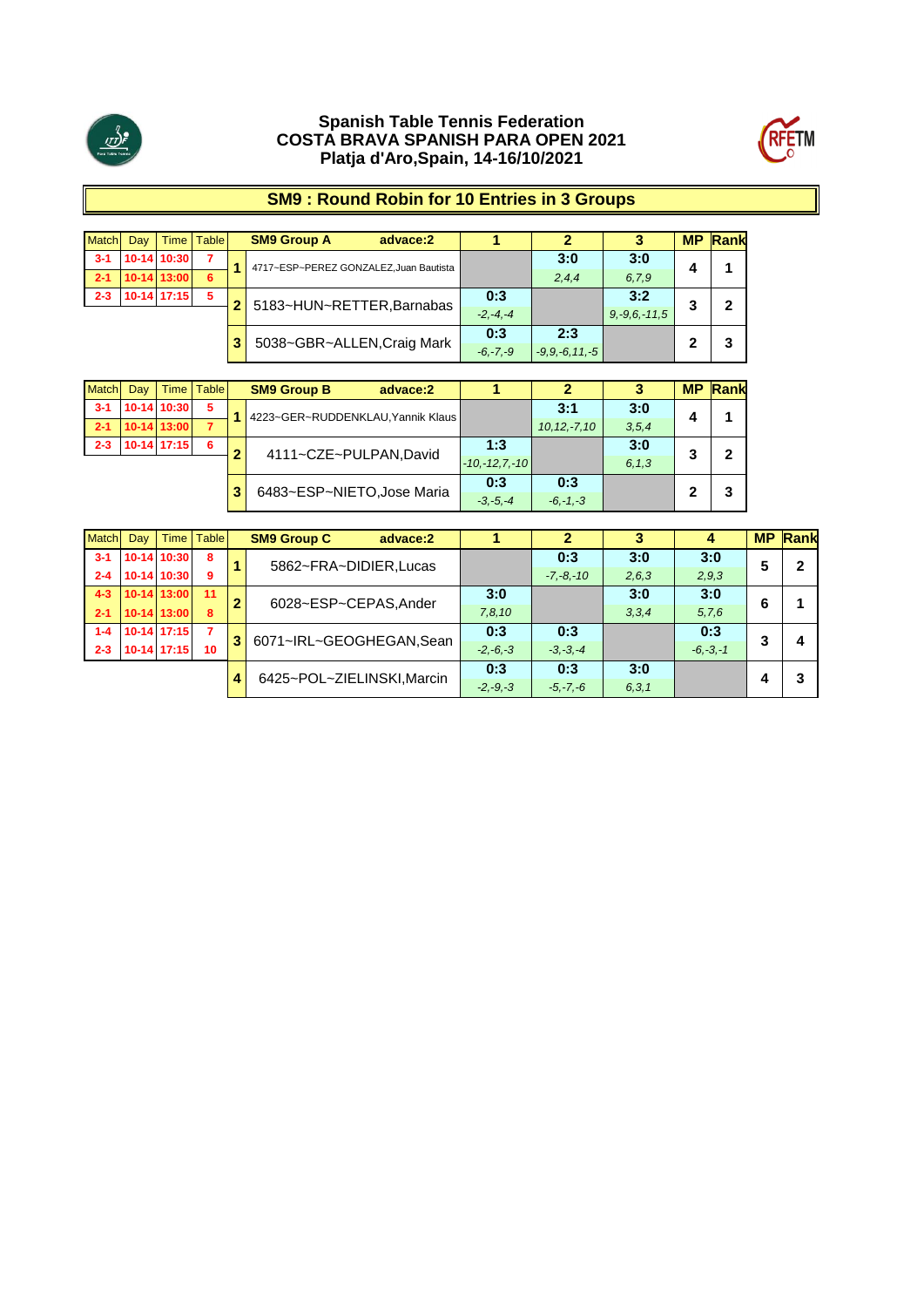# Spanish Table Tennis Federation
## COSTA BRAVA SPANISH PARA OPEN 2021
### Platja d'Aro,Spain, 14-16/10/2021

## SM9 : Round Robin for 10 Entries in 3 Groups

| Match | Day | Time | Table |
|---|---|---|---|
| 3-1 | 10-14 | 10:30 | 7 |
| 2-1 | 10-14 | 13:00 | 6 |
| 2-3 | 10-14 | 17:15 | 5 |

| | SM9 Group A advace:2 | 1 | 2 | 3 | MP | Rank |
|---|---|---|---|---|---|---|
| 1 | 4717~ESP~PEREZ GONZALEZ,Juan Bautista | | 3:0<br>2,4,4 | 3:0<br>6,7,9 | 4 | 1 |
| 2 | 5183~HUN~RETTER,Barnabas | 0:3<br>-2,-4,-4 | | 3:2<br>9,-9,6,-11,5 | 3 | 2 |
| 3 | 5038~GBR~ALLEN,Craig Mark | 0:3<br>-6,-7,-9 | 2:3<br>-9,9,-6,11,-5 | | 2 | 3 |

| Match | Day | Time | Table |
|---|---|---|---|
| 3-1 | 10-14 | 10:30 | 5 |
| 2-1 | 10-14 | 13:00 | 7 |
| 2-3 | 10-14 | 17:15 | 6 |

| | SM9 Group B advace:2 | 1 | 2 | 3 | MP | Rank |
|---|---|---|---|---|---|---|
| 1 | 4223~GER~RUDDENKLAU,Yannik Klaus | | 3:1<br>10,12,-7,10 | 3:0<br>3,5,4 | 4 | 1 |
| 2 | 4111~CZE~PULPAN,David | 1:3<br>-10,-12,7,-10 | | 3:0<br>6,1,3 | 3 | 2 |
| 3 | 6483~ESP~NIETO,Jose Maria | 0:3<br>-3,-5,-4 | 0:3<br>-6,-1,-3 | | 2 | 3 |

| Match | Day | Time | Table |
|---|---|---|---|
| 3-1 | 10-14 | 10:30 | 8 |
| 2-4 | 10-14 | 10:30 | 9 |
| 4-3 | 10-14 | 13:00 | 11 |
| 2-1 | 10-14 | 13:00 | 8 |
| 1-4 | 10-14 | 17:15 | 7 |
| 2-3 | 10-14 | 17:15 | 10 |

| | SM9 Group C advace:2 | 1 | 2 | 3 | 4 | MP | Rank |
|---|---|---|---|---|---|---|---|
| 1 | 5862~FRA~DIDIER,Lucas | | 0:3<br>-7,-8,-10 | 3:0<br>2,6,3 | 3:0<br>2,9,3 | 5 | 2 |
| 2 | 6028~ESP~CEPAS,Ander | 3:0<br>7,8,10 | | 3:0<br>3,3,4 | 3:0<br>5,7,6 | 6 | 1 |
| 3 | 6071~IRL~GEOGHEGAN,Sean | 0:3<br>-2,-6,-3 | 0:3<br>-3,-3,-4 | | 0:3<br>-6,-3,-1 | 3 | 4 |
| 4 | 6425~POL~ZIELINSKI,Marcin | 0:3<br>-2,-9,-3 | 0:3<br>-5,-7,-6 | 3:0<br>6,3,1 | | 4 | 3 |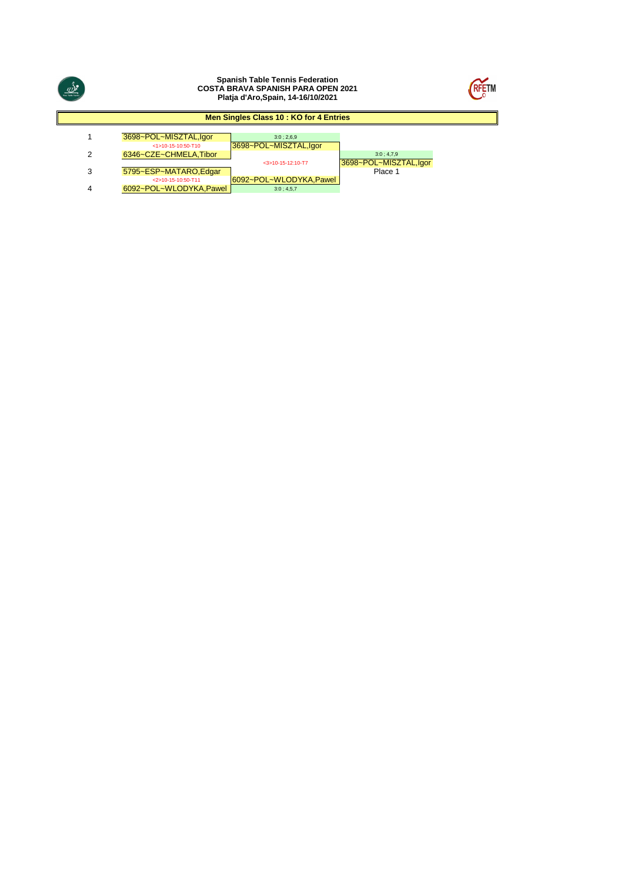**Spanish Table Tennis Federation**
**COSTA BRAVA SPANISH PARA OPEN 2021**
**Platja d'Aro,Spain, 14-16/10/2021**

## Men Singles Class 10 : KO for 4 Entries

| | Round 1 | Semifinal/Final | Winner |
|---|---|---|---|
| 1 | 3698~POL~MISZTAL,Igor | 3:0 ; 2,6,9 | |
| | <1>10-15-10:50-T10 | 3698~POL~MISZTAL,Igor | |
| 2 | 6346~CZE~CHMELA,Tibor | | 3:0 ; 4,7,9 |
| | | <3>10-15-12:10-T7 | 3698~POL~MISZTAL,Igor |
| 3 | 5795~ESP~MATARO,Edgar | | Place 1 |
| | <2>10-15-10:50-T11 | 6092~POL~WLODYKA,Pawel | |
| 4 | 6092~POL~WLODYKA,Pawel | 3:0 ; 4,5,7 | |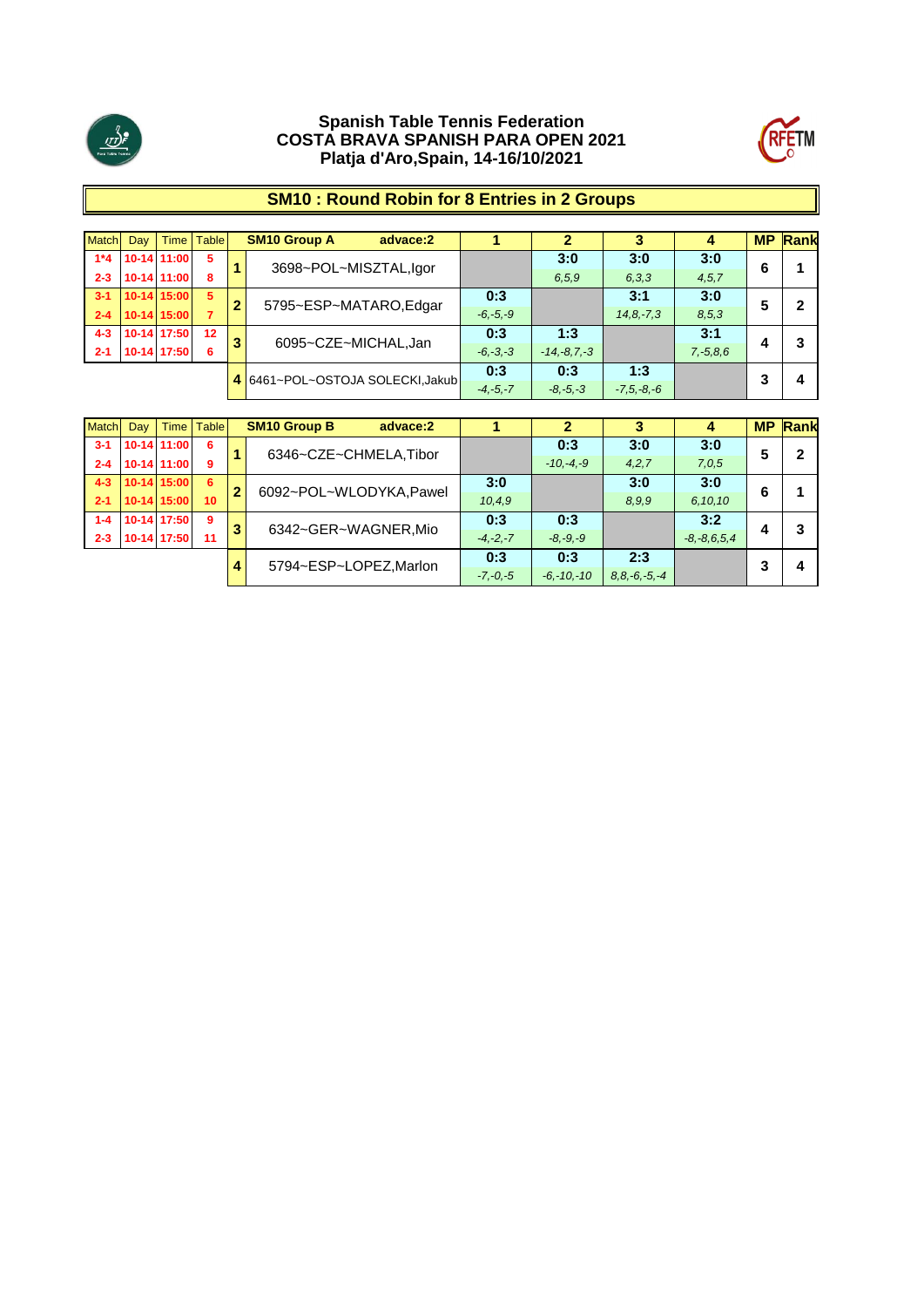**Spanish Table Tennis Federation**
**COSTA BRAVA SPANISH PARA OPEN 2021**
**Platja d'Aro,Spain, 14-16/10/2021**

## SM10 : Round Robin for 8 Entries in 2 Groups

| Match | Day | Time | Table | | SM10 Group A advace:2 | 1 | 2 | 3 | 4 | MP | Rank |
|---|---|---|---|---|---|---|---|---|---|---|---|
| 1*4 | 10-14 | 11:00 | 5 | 1 | 3698~POL~MISZTAL,Igor | | 3:0 | 3:0 | 3:0 | 6 | 1 |
| 2-3 | 10-14 | 11:00 | 8 | | | | *6,5,9* | *6,3,3* | *4,5,7* | | |
| 3-1 | 10-14 | 15:00 | 5 | 2 | 5795~ESP~MATARO,Edgar | 0:3 | | 3:1 | 3:0 | 5 | 2 |
| 2-4 | 10-14 | 15:00 | 7 | | | *-6,-5,-9* | | *14,8,-7,3* | *8,5,3* | | |
| 4-3 | 10-14 | 17:50 | 12 | 3 | 6095~CZE~MICHAL,Jan | 0:3 | 1:3 | | 3:1 | 4 | 3 |
| 2-1 | 10-14 | 17:50 | 6 | | | *-6,-3,-3* | *-14,-8,7,-3* | | *7,-5,8,6* | | |
| | | | | 4 | 6461~POL~OSTOJA SOLECKI,Jakub | 0:3 | 0:3 | 1:3 | | 3 | 4 |
| | | | | | | *-4,-5,-7* | *-8,-5,-3* | *-7,5,-8,-6* | | | |

| Match | Day | Time | Table | | SM10 Group B advace:2 | 1 | 2 | 3 | 4 | MP | Rank |
|---|---|---|---|---|---|---|---|---|---|---|---|
| 3-1 | 10-14 | 11:00 | 6 | 1 | 6346~CZE~CHMELA,Tibor | | 0:3 | 3:0 | 3:0 | 5 | 2 |
| 2-4 | 10-14 | 11:00 | 9 | | | | *-10,-4,-9* | *4,2,7* | *7,0,5* | | |
| 4-3 | 10-14 | 15:00 | 6 | 2 | 6092~POL~WLODYKA,Pawel | 3:0 | | 3:0 | 3:0 | 6 | 1 |
| 2-1 | 10-14 | 15:00 | 10 | | | *10,4,9* | | *8,9,9* | *6,10,10* | | |
| 1-4 | 10-14 | 17:50 | 9 | 3 | 6342~GER~WAGNER,Mio | 0:3 | 0:3 | | 3:2 | 4 | 3 |
| 2-3 | 10-14 | 17:50 | 11 | | | *-4,-2,-7* | *-8,-9,-9* | | *-8,-8,6,5,4* | | |
| | | | | 4 | 5794~ESP~LOPEZ,Marlon | 0:3 | 0:3 | 2:3 | | 3 | 4 |
| | | | | | | *-7,-0,-5* | *-6,-10,-10* | *8,8,-6,-5,-4* | | | |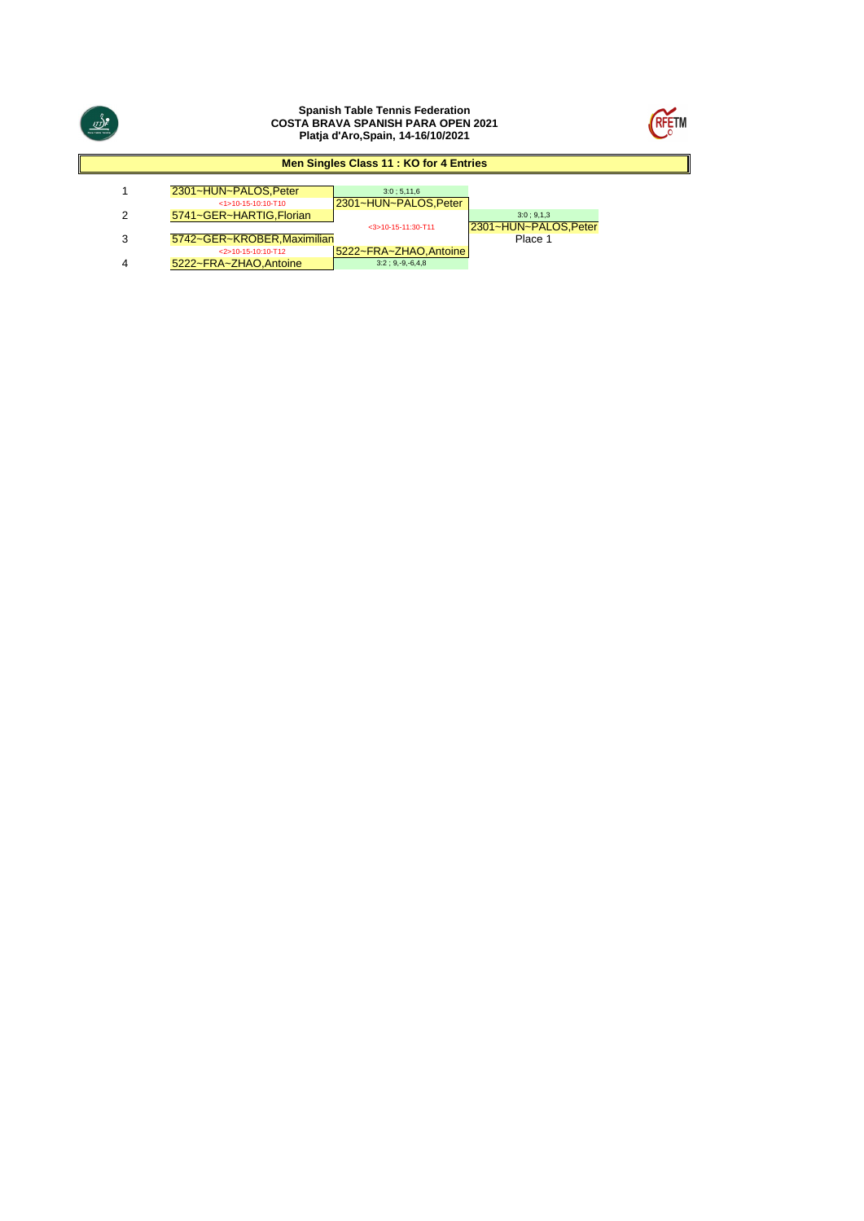**Spanish Table Tennis Federation**
**COSTA BRAVA SPANISH PARA OPEN 2021**
**Platja d'Aro,Spain, 14-16/10/2021**

## Men Singles Class 11 : KO for 4 Entries

| # | Round 1 | Semi/Final | Final |
|---|---|---|---|
| 1 | 2301~HUN~PALOS,Peter | 3:0 ; 5,11,6 | |
| | <1>10-15-10:10-T10 | 2301~HUN~PALOS,Peter | |
| 2 | 5741~GER~HARTIG,Florian | | 3:0 ; 9,1,3 |
| | | <3>10-15-11:30-T11 | 2301~HUN~PALOS,Peter |
| 3 | 5742~GER~KROBER,Maximilian | | Place 1 |
| | <2>10-15-10:10-T12 | 5222~FRA~ZHAO,Antoine | |
| 4 | 5222~FRA~ZHAO,Antoine | 3:2 ; 9,-9,-6,4,8 | |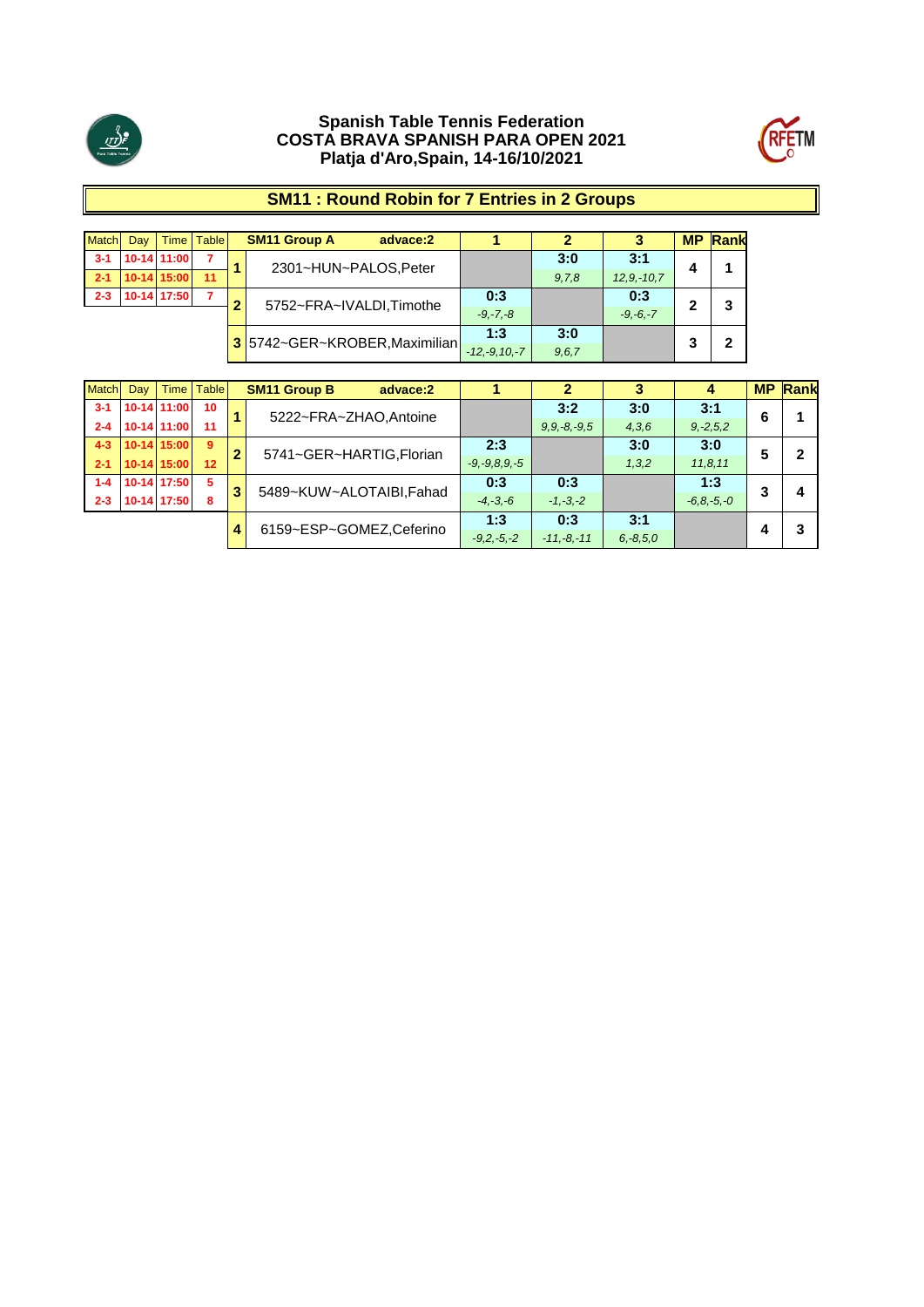**Spanish Table Tennis Federation**
**COSTA BRAVA SPANISH PARA OPEN 2021**
**Platja d'Aro,Spain, 14-16/10/2021**

## SM11 : Round Robin for 7 Entries in 2 Groups

| Match | Day | Time | Table | | SM11 Group A advace:2 | 1 | 2 | 3 | MP | Rank |
|---|---|---|---|---|---|---|---|---|---|---|
| 3-1 | 10-14 | 11:00 | 7 | 1 | 2301~HUN~PALOS,Peter | | 3:0<br>9,7,8 | 3:1<br>12,9,-10,7 | 4 | 1 |
| 2-1 | 10-14 | 15:00 | 11 | | | | | | | |
| 2-3 | 10-14 | 17:50 | 7 | 2 | 5752~FRA~IVALDI,Timothe | 0:3<br>-9,-7,-8 | | 0:3<br>-9,-6,-7 | 2 | 3 |
| | | | | 3 | 5742~GER~KROBER,Maximilian | 1:3<br>-12,-9,10,-7 | 3:0<br>9,6,7 | | 3 | 2 |

| Match | Day | Time | Table | | SM11 Group B advace:2 | 1 | 2 | 3 | 4 | MP | Rank |
|---|---|---|---|---|---|---|---|---|---|---|---|
| 3-1 | 10-14 | 11:00 | 10 | 1 | 5222~FRA~ZHAO,Antoine | | 3:2<br>9,9,-8,-9,5 | 3:0<br>4,3,6 | 3:1<br>9,-2,5,2 | 6 | 1 |
| 2-4 | 10-14 | 11:00 | 11 | | | | | | | | |
| 4-3 | 10-14 | 15:00 | 9 | 2 | 5741~GER~HARTIG,Florian | 2:3<br>-9,-9,8,9,-5 | | 3:0<br>1,3,2 | 3:0<br>11,8,11 | 5 | 2 |
| 2-1 | 10-14 | 15:00 | 12 | | | | | | | | |
| 1-4 | 10-14 | 17:50 | 5 | 3 | 5489~KUW~ALOTAIBI,Fahad | 0:3<br>-4,-3,-6 | 0:3<br>-1,-3,-2 | | 1:3<br>-6,8,-5,-0 | 3 | 4 |
| 2-3 | 10-14 | 17:50 | 8 | | | | | | | | |
| | | | | 4 | 6159~ESP~GOMEZ,Ceferino | 1:3<br>-9,2,-5,-2 | 0:3<br>-11,-8,-11 | 3:1<br>6,-8,5,0 | | 4 | 3 |